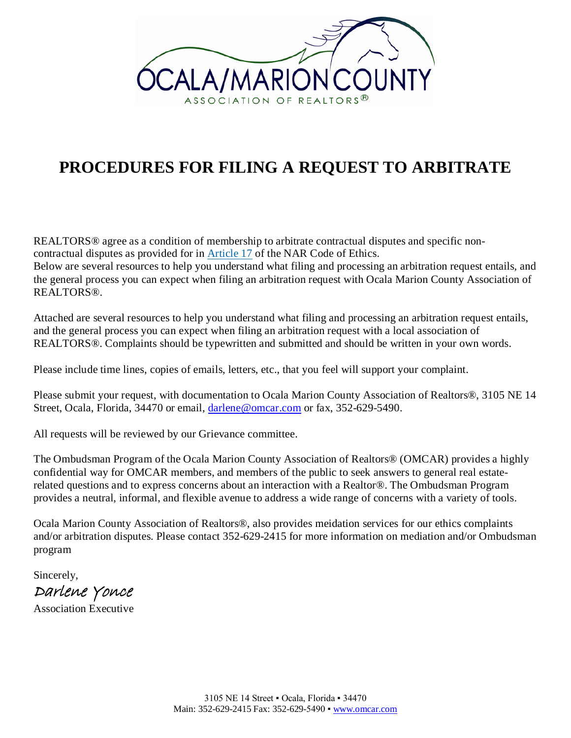OCALA/MARION COUNTY

ASSOCIATION OF REALTORS®

# PROCEDURES FOR FILING A REQUEST TO ARBITRATE

REALTORS® agree as a condition of membership to arbitrate contractual disputes and specific non-contractual disputes as provided for in Article 17 of the NAR Code of Ethics.
Below are several resources to help you understand what filing and processing an arbitration request entails, and the general process you can expect when filing an arbitration request with Ocala Marion County Association of REALTORS®.

Attached are several resources to help you understand what filing and processing an arbitration request entails, and the general process you can expect when filing an arbitration request with a local association of REALTORS®. Complaints should be typewritten and submitted and should be written in your own words.

Please include time lines, copies of emails, letters, etc., that you feel will support your complaint.

Please submit your request, with documentation to Ocala Marion County Association of Realtors®, 3105 NE 14 Street, Ocala, Florida, 34470 or email, darlene@omcar.com or fax, 352-629-5490.

All requests will be reviewed by our Grievance committee.

The Ombudsman Program of the Ocala Marion County Association of Realtors® (OMCAR) provides a highly confidential way for OMCAR members, and members of the public to seek answers to general real estate-related questions and to express concerns about an interaction with a Realtor®. The Ombudsman Program provides a neutral, informal, and flexible avenue to address a wide range of concerns with a variety of tools.

Ocala Marion County Association of Realtors®, also provides meidation services for our ethics complaints and/or arbitration disputes. Please contact 352-629-2415 for more information on mediation and/or Ombudsman program

Sincerely,
*Darlene Yonce*
Association Executive

3105 NE 14 Street ▪ Ocala, Florida ▪ 34470
Main: 352-629-2415 Fax: 352-629-5490 ▪ www.omcar.com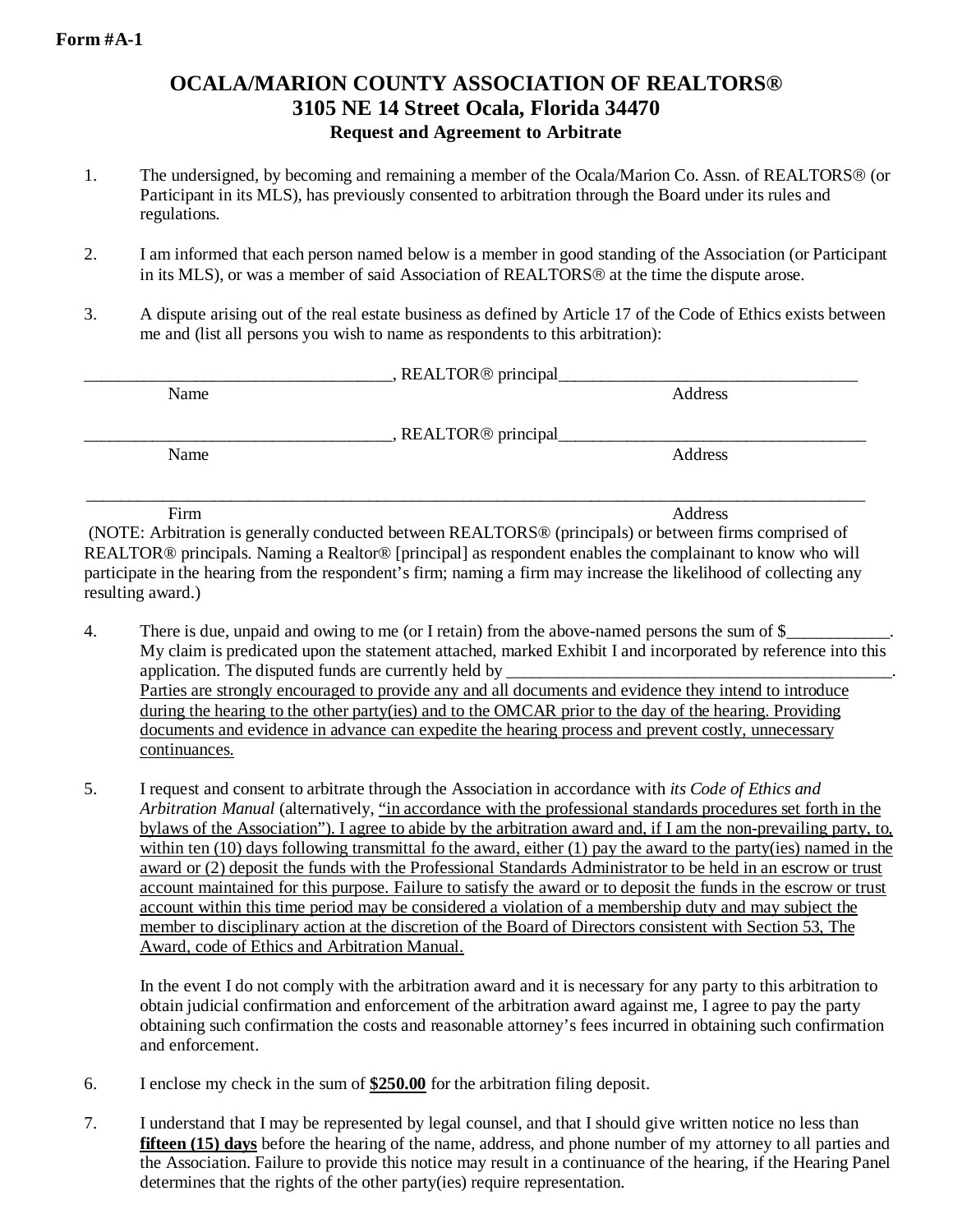**Form #A-1**

# OCALA/MARION COUNTY ASSOCIATION OF REALTORS®
## 3105 NE 14 Street Ocala, Florida 34470
### Request and Agreement to Arbitrate

1. The undersigned, by becoming and remaining a member of the Ocala/Marion Co. Assn. of REALTORS® (or Participant in its MLS), has previously consented to arbitration through the Board under its rules and regulations.

2. I am informed that each person named below is a member in good standing of the Association (or Participant in its MLS), or was a member of said Association of REALTORS® at the time the dispute arose.

3. A dispute arising out of the real estate business as defined by Article 17 of the Code of Ethics exists between me and (list all persons you wish to name as respondents to this arbitration):

____________________________________, REALTOR® principal___________________________________
Name Address

____________________________________, REALTOR® principal____________________________________
Name Address

_____________________________________________________________________________________________
Firm Address

(NOTE: Arbitration is generally conducted between REALTORS® (principals) or between firms comprised of REALTOR® principals. Naming a Realtor® [principal] as respondent enables the complainant to know who will participate in the hearing from the respondent's firm; naming a firm may increase the likelihood of collecting any resulting award.)

4. There is due, unpaid and owing to me (or I retain) from the above-named persons the sum of $____________. My claim is predicated upon the statement attached, marked Exhibit I and incorporated by reference into this application. The disputed funds are currently held by _____________________________________________. <u>Parties are strongly encouraged to provide any and all documents and evidence they intend to introduce during the hearing to the other party(ies) and to the OMCAR prior to the day of the hearing. Providing documents and evidence in advance can expedite the hearing process and prevent costly, unnecessary continuances.</u>

5. I request and consent to arbitrate through the Association in accordance with *its Code of Ethics and Arbitration Manual* (alternatively, <u>"in accordance with the professional standards procedures set forth in the bylaws of the Association"). I agree to abide by the arbitration award and, if I am the non-prevailing party, to, within ten (10) days following transmittal fo the award, either (1) pay the award to the party(ies) named in the award or (2) deposit the funds with the Professional Standards Administrator to be held in an escrow or trust account maintained for this purpose. Failure to satisfy the award or to deposit the funds in the escrow or trust account within this time period may be considered a violation of a membership duty and may subject the member to disciplinary action at the discretion of the Board of Directors consistent with Section 53, The Award, code of Ethics and Arbitration Manual.</u>

   In the event I do not comply with the arbitration award and it is necessary for any party to this arbitration to obtain judicial confirmation and enforcement of the arbitration award against me, I agree to pay the party obtaining such confirmation the costs and reasonable attorney's fees incurred in obtaining such confirmation and enforcement.

6. I enclose my check in the sum of **<u>$250.00</u>** for the arbitration filing deposit.

7. I understand that I may be represented by legal counsel, and that I should give written notice no less than **<u>fifteen (15) days</u>** before the hearing of the name, address, and phone number of my attorney to all parties and the Association. Failure to provide this notice may result in a continuance of the hearing, if the Hearing Panel determines that the rights of the other party(ies) require representation.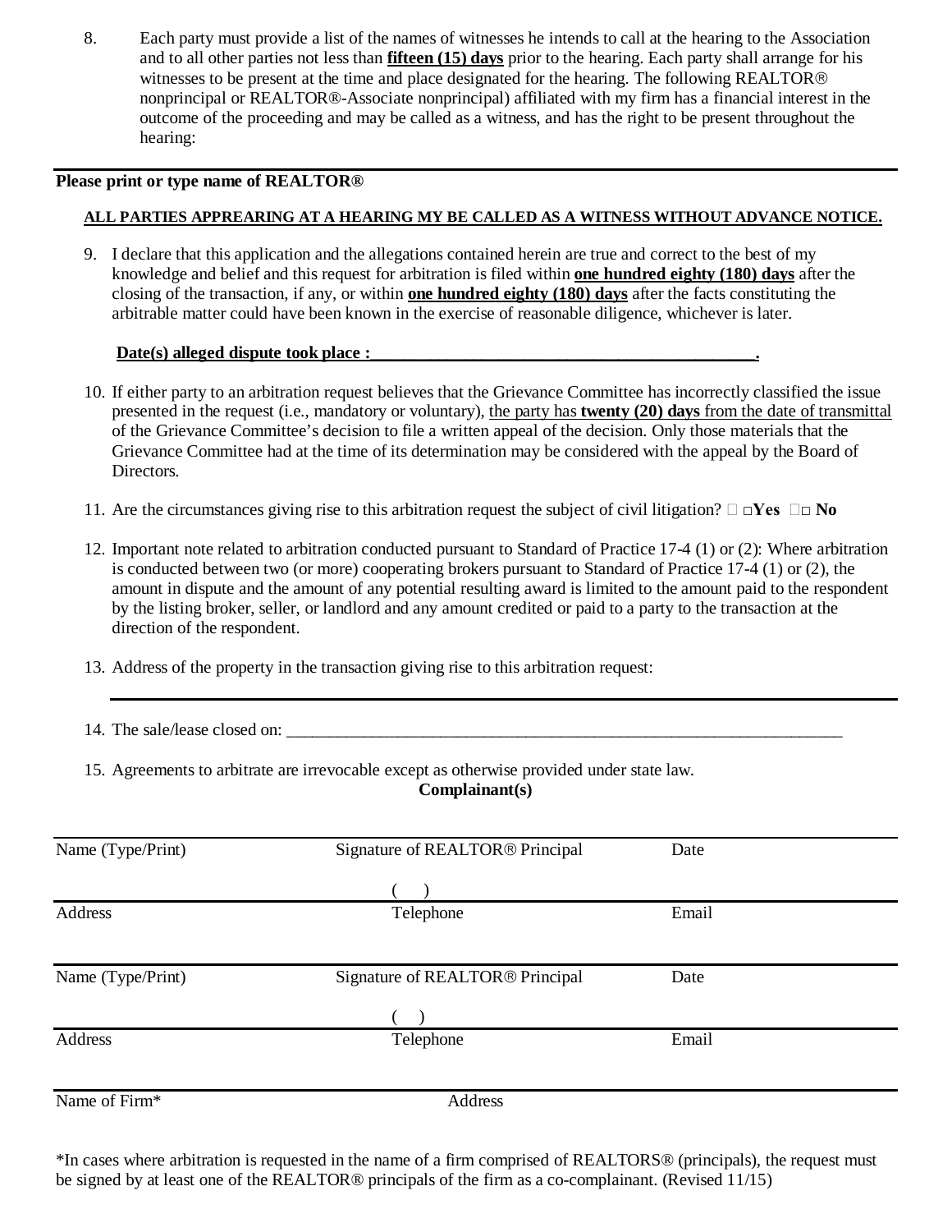8. Each party must provide a list of the names of witnesses he intends to call at the hearing to the Association and to all other parties not less than **fifteen (15) days** prior to the hearing. Each party shall arrange for his witnesses to be present at the time and place designated for the hearing. The following REALTOR® nonprincipal or REALTOR®-Associate nonprincipal) affiliated with my firm has a financial interest in the outcome of the proceeding and may be called as a witness, and has the right to be present throughout the hearing:

---

**Please print or type name of REALTOR®**

**ALL PARTIES APPREARING AT A HEARING MY BE CALLED AS A WITNESS WITHOUT ADVANCE NOTICE.**

9. I declare that this application and the allegations contained herein are true and correct to the best of my knowledge and belief and this request for arbitration is filed within **one hundred eighty (180) days** after the closing of the transaction, if any, or within **one hundred eighty (180) days** after the facts constituting the arbitrable matter could have been known in the exercise of reasonable diligence, whichever is later.

   **Date(s) alleged dispute took place :______________________________________________.**

10. If either party to an arbitration request believes that the Grievance Committee has incorrectly classified the issue presented in the request (i.e., mandatory or voluntary), the party has **twenty (20) days** from the date of transmittal of the Grievance Committee's decision to file a written appeal of the decision. Only those materials that the Grievance Committee had at the time of its determination may be considered with the appeal by the Board of Directors.

11. Are the circumstances giving rise to this arbitration request the subject of civil litigation? ☐ **Yes** ☐ **No**

12. Important note related to arbitration conducted pursuant to Standard of Practice 17-4 (1) or (2): Where arbitration is conducted between two (or more) cooperating brokers pursuant to Standard of Practice 17-4 (1) or (2), the amount in dispute and the amount of any potential resulting award is limited to the amount paid to the respondent by the listing broker, seller, or landlord and any amount credited or paid to a party to the transaction at the direction of the respondent.

13. Address of the property in the transaction giving rise to this arbitration request:

---

14. The sale/lease closed on: ____________________________________________________________________

15. Agreements to arbitrate are irrevocable except as otherwise provided under state law.

**Complainant(s)**

---

Name (Type/Print) Signature of REALTOR® Principal Date

( )

---

Address Telephone Email

---

Name (Type/Print) Signature of REALTOR® Principal Date

( )

---

Address Telephone Email

---

Name of Firm* Address

*In cases where arbitration is requested in the name of a firm comprised of REALTORS® (principals), the request must be signed by at least one of the REALTOR® principals of the firm as a co-complainant. (Revised 11/15)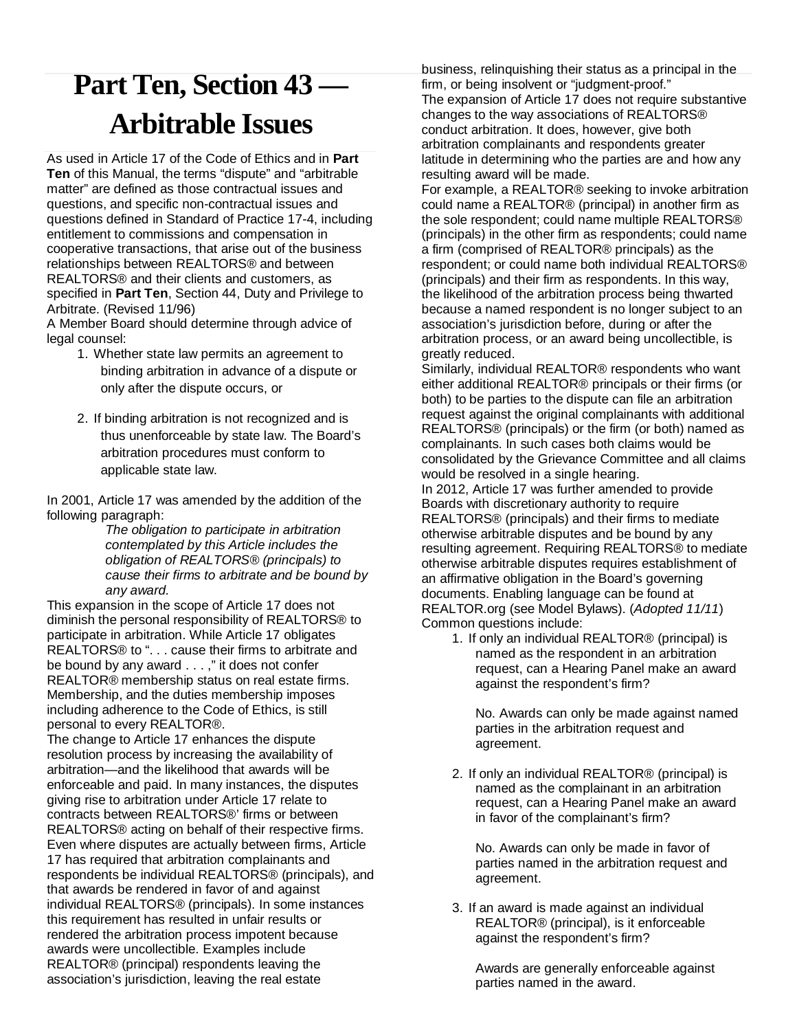# Part Ten, Section 43 — Arbitrable Issues

As used in Article 17 of the Code of Ethics and in **Part Ten** of this Manual, the terms "dispute" and "arbitrable matter" are defined as those contractual issues and questions, and specific non-contractual issues and questions defined in Standard of Practice 17-4, including entitlement to commissions and compensation in cooperative transactions, that arise out of the business relationships between REALTORS® and between REALTORS® and their clients and customers, as specified in **Part Ten**, Section 44, Duty and Privilege to Arbitrate. (Revised 11/96)

A Member Board should determine through advice of legal counsel:

1. Whether state law permits an agreement to binding arbitration in advance of a dispute or only after the dispute occurs, or
2. If binding arbitration is not recognized and is thus unenforceable by state law. The Board's arbitration procedures must conform to applicable state law.

In 2001, Article 17 was amended by the addition of the following paragraph:

> *The obligation to participate in arbitration contemplated by this Article includes the obligation of REALTORS® (principals) to cause their firms to arbitrate and be bound by any award.*

This expansion in the scope of Article 17 does not diminish the personal responsibility of REALTORS® to participate in arbitration. While Article 17 obligates REALTORS® to ". . . cause their firms to arbitrate and be bound by any award . . . ," it does not confer REALTOR® membership status on real estate firms. Membership, and the duties membership imposes including adherence to the Code of Ethics, is still personal to every REALTOR®.

The change to Article 17 enhances the dispute resolution process by increasing the availability of arbitration—and the likelihood that awards will be enforceable and paid. In many instances, the disputes giving rise to arbitration under Article 17 relate to contracts between REALTORS®' firms or between REALTORS® acting on behalf of their respective firms. Even where disputes are actually between firms, Article 17 has required that arbitration complainants and respondents be individual REALTORS® (principals), and that awards be rendered in favor of and against individual REALTORS® (principals). In some instances this requirement has resulted in unfair results or rendered the arbitration process impotent because awards were uncollectible. Examples include REALTOR® (principal) respondents leaving the association's jurisdiction, leaving the real estate business, relinquishing their status as a principal in the firm, or being insolvent or "judgment-proof."

The expansion of Article 17 does not require substantive changes to the way associations of REALTORS® conduct arbitration. It does, however, give both arbitration complainants and respondents greater latitude in determining who the parties are and how any resulting award will be made.

For example, a REALTOR® seeking to invoke arbitration could name a REALTOR® (principal) in another firm as the sole respondent; could name multiple REALTORS® (principals) in the other firm as respondents; could name a firm (comprised of REALTOR® principals) as the respondent; or could name both individual REALTORS® (principals) and their firm as respondents. In this way, the likelihood of the arbitration process being thwarted because a named respondent is no longer subject to an association's jurisdiction before, during or after the arbitration process, or an award being uncollectible, is greatly reduced.

Similarly, individual REALTOR® respondents who want either additional REALTOR® principals or their firms (or both) to be parties to the dispute can file an arbitration request against the original complainants with additional REALTORS® (principals) or the firm (or both) named as complainants. In such cases both claims would be consolidated by the Grievance Committee and all claims would be resolved in a single hearing.

In 2012, Article 17 was further amended to provide Boards with discretionary authority to require REALTORS® (principals) and their firms to mediate otherwise arbitrable disputes and be bound by any resulting agreement. Requiring REALTORS® to mediate otherwise arbitrable disputes requires establishment of an affirmative obligation in the Board's governing documents. Enabling language can be found at REALTOR.org (see Model Bylaws). (*Adopted 11/11*)

Common questions include:

1. If only an individual REALTOR® (principal) is named as the respondent in an arbitration request, can a Hearing Panel make an award against the respondent's firm?

   No. Awards can only be made against named parties in the arbitration request and agreement.

2. If only an individual REALTOR® (principal) is named as the complainant in an arbitration request, can a Hearing Panel make an award in favor of the complainant's firm?

   No. Awards can only be made in favor of parties named in the arbitration request and agreement.

3. If an award is made against an individual REALTOR® (principal), is it enforceable against the respondent's firm?

   Awards are generally enforceable against parties named in the award.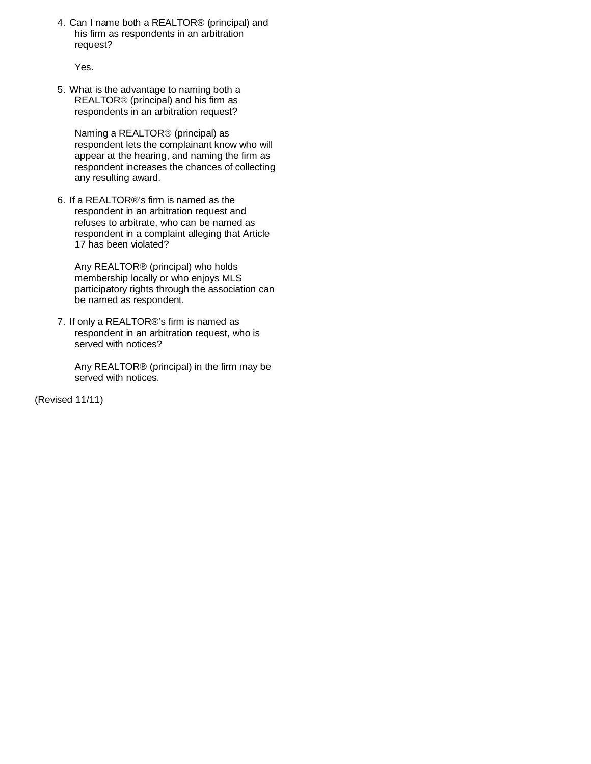4. Can I name both a REALTOR® (principal) and his firm as respondents in an arbitration request?

   Yes.

5. What is the advantage to naming both a REALTOR® (principal) and his firm as respondents in an arbitration request?

   Naming a REALTOR® (principal) as respondent lets the complainant know who will appear at the hearing, and naming the firm as respondent increases the chances of collecting any resulting award.

6. If a REALTOR®'s firm is named as the respondent in an arbitration request and refuses to arbitrate, who can be named as respondent in a complaint alleging that Article 17 has been violated?

   Any REALTOR® (principal) who holds membership locally or who enjoys MLS participatory rights through the association can be named as respondent.

7. If only a REALTOR®'s firm is named as respondent in an arbitration request, who is served with notices?

   Any REALTOR® (principal) in the firm may be served with notices.

(Revised 11/11)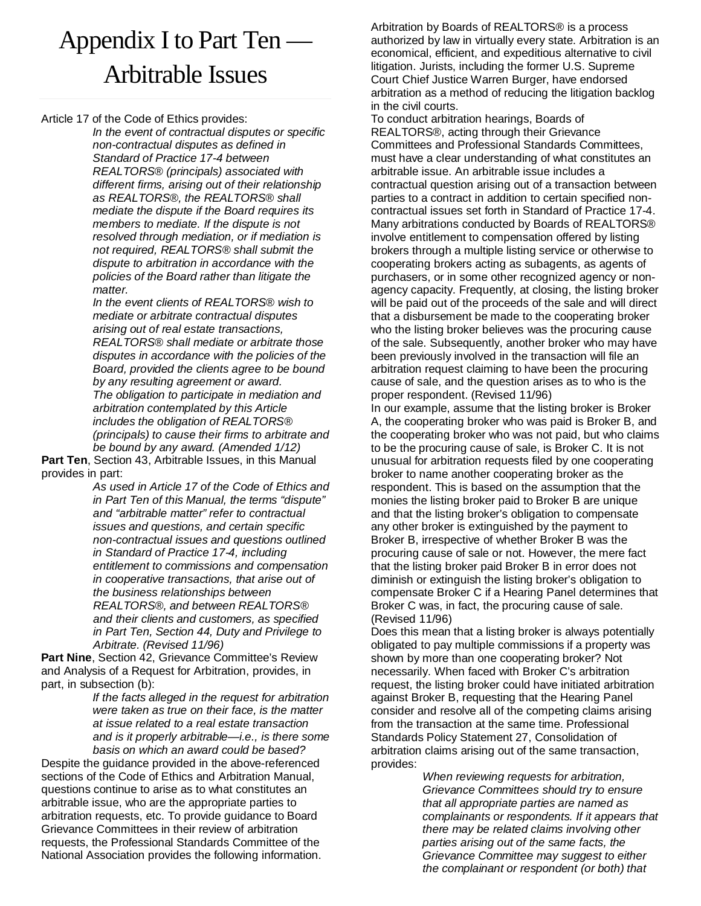# Appendix I to Part Ten — Arbitrable Issues

Article 17 of the Code of Ethics provides:

> *In the event of contractual disputes or specific non-contractual disputes as defined in Standard of Practice 17-4 between REALTORS® (principals) associated with different firms, arising out of their relationship as REALTORS®, the REALTORS® shall mediate the dispute if the Board requires its members to mediate. If the dispute is not resolved through mediation, or if mediation is not required, REALTORS® shall submit the dispute to arbitration in accordance with the policies of the Board rather than litigate the matter.*
>
> *In the event clients of REALTORS® wish to mediate or arbitrate contractual disputes arising out of real estate transactions, REALTORS® shall mediate or arbitrate those disputes in accordance with the policies of the Board, provided the clients agree to be bound by any resulting agreement or award.*
>
> *The obligation to participate in mediation and arbitration contemplated by this Article includes the obligation of REALTORS® (principals) to cause their firms to arbitrate and be bound by any award. (Amended 1/12)*

**Part Ten**, Section 43, Arbitrable Issues, in this Manual provides in part:

> *As used in Article 17 of the Code of Ethics and in Part Ten of this Manual, the terms "dispute" and "arbitrable matter" refer to contractual issues and questions, and certain specific non-contractual issues and questions outlined in Standard of Practice 17-4, including entitlement to commissions and compensation in cooperative transactions, that arise out of the business relationships between REALTORS®, and between REALTORS® and their clients and customers, as specified in Part Ten, Section 44, Duty and Privilege to Arbitrate. (Revised 11/96)*

**Part Nine**, Section 42, Grievance Committee's Review and Analysis of a Request for Arbitration, provides, in part, in subsection (b):

> *If the facts alleged in the request for arbitration were taken as true on their face, is the matter at issue related to a real estate transaction and is it properly arbitrable—i.e., is there some basis on which an award could be based?*

Despite the guidance provided in the above-referenced sections of the Code of Ethics and Arbitration Manual, questions continue to arise as to what constitutes an arbitrable issue, who are the appropriate parties to arbitration requests, etc. To provide guidance to Board Grievance Committees in their review of arbitration requests, the Professional Standards Committee of the National Association provides the following information.

Arbitration by Boards of REALTORS® is a process authorized by law in virtually every state. Arbitration is an economical, efficient, and expeditious alternative to civil litigation. Jurists, including the former U.S. Supreme Court Chief Justice Warren Burger, have endorsed arbitration as a method of reducing the litigation backlog in the civil courts.

To conduct arbitration hearings, Boards of REALTORS®, acting through their Grievance Committees and Professional Standards Committees, must have a clear understanding of what constitutes an arbitrable issue. An arbitrable issue includes a contractual question arising out of a transaction between parties to a contract in addition to certain specified non-contractual issues set forth in Standard of Practice 17-4. Many arbitrations conducted by Boards of REALTORS® involve entitlement to compensation offered by listing brokers through a multiple listing service or otherwise to cooperating brokers acting as subagents, as agents of purchasers, or in some other recognized agency or non-agency capacity. Frequently, at closing, the listing broker will be paid out of the proceeds of the sale and will direct that a disbursement be made to the cooperating broker who the listing broker believes was the procuring cause of the sale. Subsequently, another broker who may have been previously involved in the transaction will file an arbitration request claiming to have been the procuring cause of sale, and the question arises as to who is the proper respondent. (Revised 11/96)

In our example, assume that the listing broker is Broker A, the cooperating broker who was paid is Broker B, and the cooperating broker who was not paid, but who claims to be the procuring cause of sale, is Broker C. It is not unusual for arbitration requests filed by one cooperating broker to name another cooperating broker as the respondent. This is based on the assumption that the monies the listing broker paid to Broker B are unique and that the listing broker's obligation to compensate any other broker is extinguished by the payment to Broker B, irrespective of whether Broker B was the procuring cause of sale or not. However, the mere fact that the listing broker paid Broker B in error does not diminish or extinguish the listing broker's obligation to compensate Broker C if a Hearing Panel determines that Broker C was, in fact, the procuring cause of sale. (Revised 11/96)

Does this mean that a listing broker is always potentially obligated to pay multiple commissions if a property was shown by more than one cooperating broker? Not necessarily. When faced with Broker C's arbitration request, the listing broker could have initiated arbitration against Broker B, requesting that the Hearing Panel consider and resolve all of the competing claims arising from the transaction at the same time. Professional Standards Policy Statement 27, Consolidation of arbitration claims arising out of the same transaction, provides:

> *When reviewing requests for arbitration, Grievance Committees should try to ensure that all appropriate parties are named as complainants or respondents. If it appears that there may be related claims involving other parties arising out of the same facts, the Grievance Committee may suggest to either the complainant or respondent (or both) that*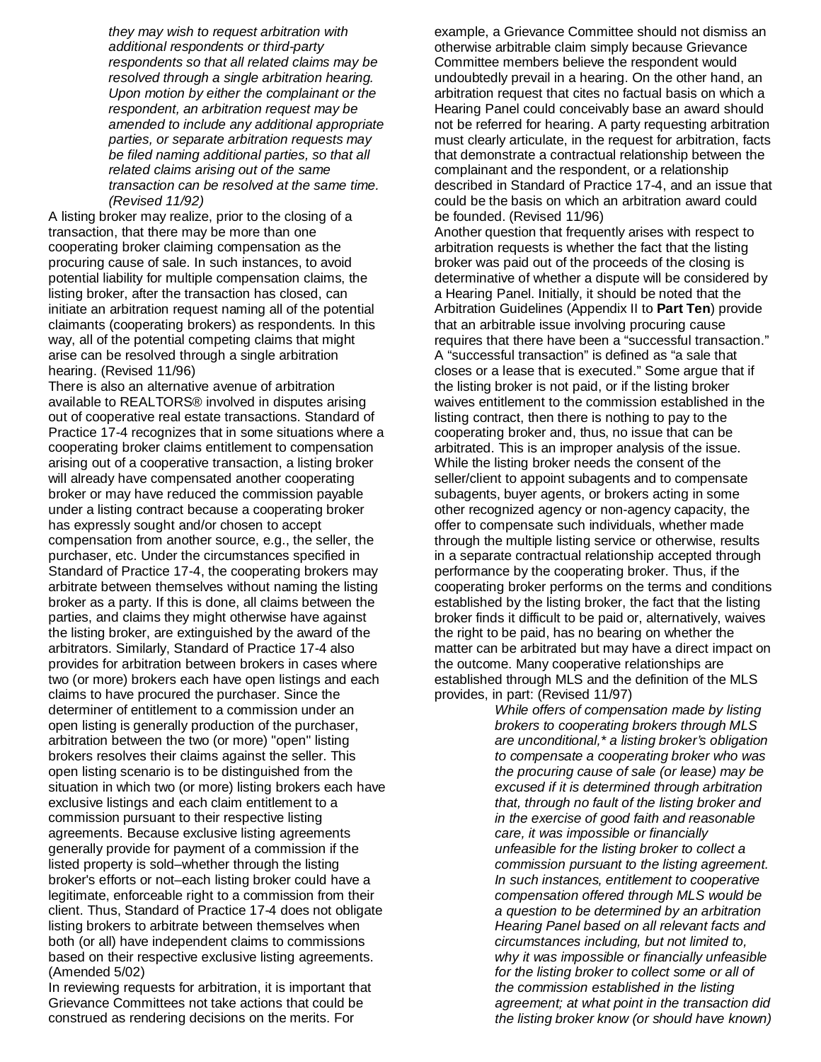*they may wish to request arbitration with additional respondents or third-party respondents so that all related claims may be resolved through a single arbitration hearing. Upon motion by either the complainant or the respondent, an arbitration request may be amended to include any additional appropriate parties, or separate arbitration requests may be filed naming additional parties, so that all related claims arising out of the same transaction can be resolved at the same time. (Revised 11/92)*

A listing broker may realize, prior to the closing of a transaction, that there may be more than one cooperating broker claiming compensation as the procuring cause of sale. In such instances, to avoid potential liability for multiple compensation claims, the listing broker, after the transaction has closed, can initiate an arbitration request naming all of the potential claimants (cooperating brokers) as respondents. In this way, all of the potential competing claims that might arise can be resolved through a single arbitration hearing. (Revised 11/96)

There is also an alternative avenue of arbitration available to REALTORS® involved in disputes arising out of cooperative real estate transactions. Standard of Practice 17-4 recognizes that in some situations where a cooperating broker claims entitlement to compensation arising out of a cooperative transaction, a listing broker will already have compensated another cooperating broker or may have reduced the commission payable under a listing contract because a cooperating broker has expressly sought and/or chosen to accept compensation from another source, e.g., the seller, the purchaser, etc. Under the circumstances specified in Standard of Practice 17-4, the cooperating brokers may arbitrate between themselves without naming the listing broker as a party. If this is done, all claims between the parties, and claims they might otherwise have against the listing broker, are extinguished by the award of the arbitrators. Similarly, Standard of Practice 17-4 also provides for arbitration between brokers in cases where two (or more) brokers each have open listings and each claims to have procured the purchaser. Since the determiner of entitlement to a commission under an open listing is generally production of the purchaser, arbitration between the two (or more) "open" listing brokers resolves their claims against the seller. This open listing scenario is to be distinguished from the situation in which two (or more) listing brokers each have exclusive listings and each claim entitlement to a commission pursuant to their respective listing agreements. Because exclusive listing agreements generally provide for payment of a commission if the listed property is sold–whether through the listing broker's efforts or not–each listing broker could have a legitimate, enforceable right to a commission from their client. Thus, Standard of Practice 17-4 does not obligate listing brokers to arbitrate between themselves when both (or all) have independent claims to commissions based on their respective exclusive listing agreements. (Amended 5/02)

In reviewing requests for arbitration, it is important that Grievance Committees not take actions that could be construed as rendering decisions on the merits. For example, a Grievance Committee should not dismiss an otherwise arbitrable claim simply because Grievance Committee members believe the respondent would undoubtedly prevail in a hearing. On the other hand, an arbitration request that cites no factual basis on which a Hearing Panel could conceivably base an award should not be referred for hearing. A party requesting arbitration must clearly articulate, in the request for arbitration, facts that demonstrate a contractual relationship between the complainant and the respondent, or a relationship described in Standard of Practice 17-4, and an issue that could be the basis on which an arbitration award could be founded. (Revised 11/96)

Another question that frequently arises with respect to arbitration requests is whether the fact that the listing broker was paid out of the proceeds of the closing is determinative of whether a dispute will be considered by a Hearing Panel. Initially, it should be noted that the Arbitration Guidelines (Appendix II to **Part Ten**) provide that an arbitrable issue involving procuring cause requires that there have been a "successful transaction." A "successful transaction" is defined as "a sale that closes or a lease that is executed." Some argue that if the listing broker is not paid, or if the listing broker waives entitlement to the commission established in the listing contract, then there is nothing to pay to the cooperating broker and, thus, no issue that can be arbitrated. This is an improper analysis of the issue. While the listing broker needs the consent of the seller/client to appoint subagents and to compensate subagents, buyer agents, or brokers acting in some other recognized agency or non-agency capacity, the offer to compensate such individuals, whether made through the multiple listing service or otherwise, results in a separate contractual relationship accepted through performance by the cooperating broker. Thus, if the cooperating broker performs on the terms and conditions established by the listing broker, the fact that the listing broker finds it difficult to be paid or, alternatively, waives the right to be paid, has no bearing on whether the matter can be arbitrated but may have a direct impact on the outcome. Many cooperative relationships are established through MLS and the definition of the MLS provides, in part: (Revised 11/97)

*While offers of compensation made by listing brokers to cooperating brokers through MLS are unconditional,* a listing broker's obligation to compensate a cooperating broker who was the procuring cause of sale (or lease) may be excused if it is determined through arbitration that, through no fault of the listing broker and in the exercise of good faith and reasonable care, it was impossible or financially unfeasible for the listing broker to collect a commission pursuant to the listing agreement. In such instances, entitlement to cooperative compensation offered through MLS would be a question to be determined by an arbitration Hearing Panel based on all relevant facts and circumstances including, but not limited to, why it was impossible or financially unfeasible for the listing broker to collect some or all of the commission established in the listing agreement; at what point in the transaction did the listing broker know (or should have known)*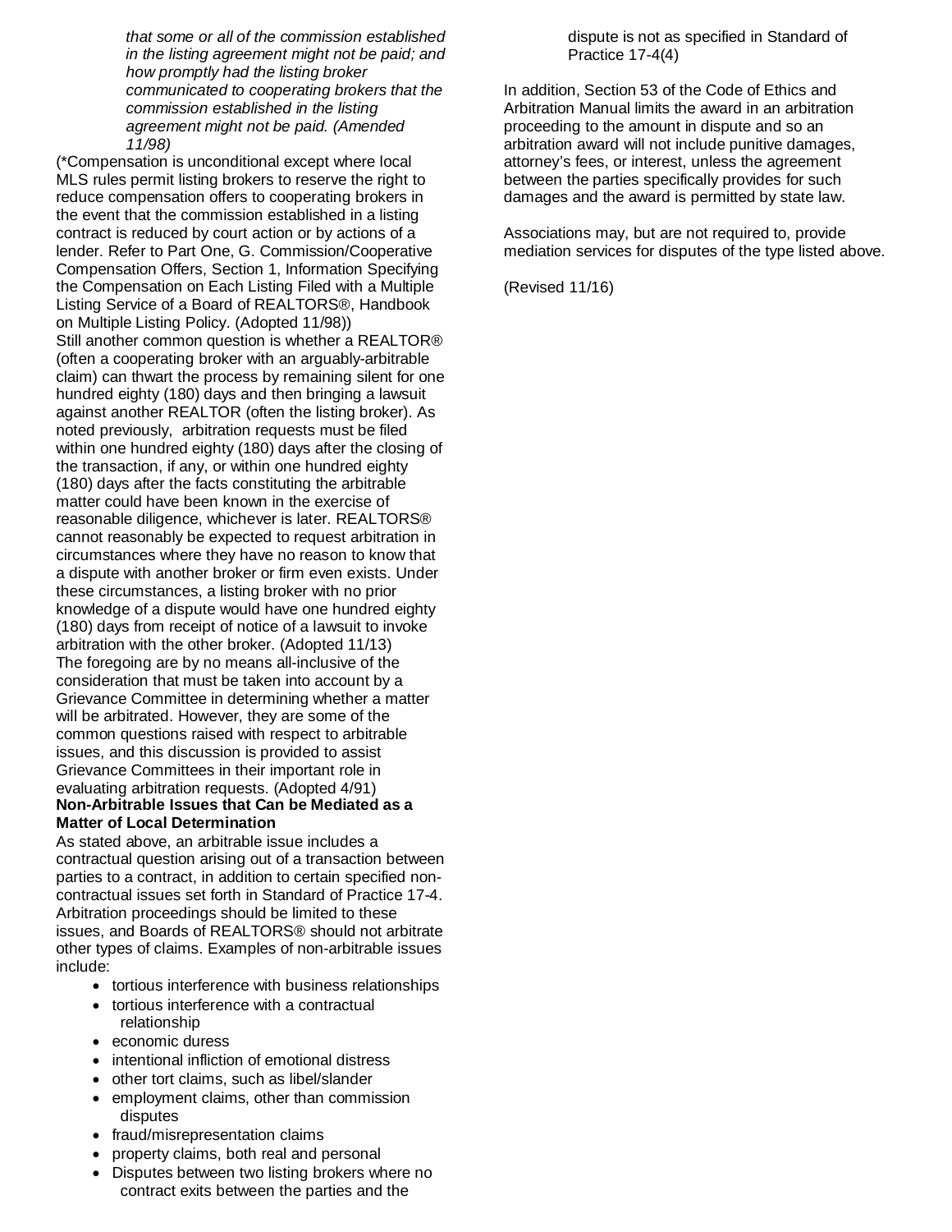*that some or all of the commission established in the listing agreement might not be paid; and how promptly had the listing broker communicated to cooperating brokers that the commission established in the listing agreement might not be paid. (Amended 11/98)*

(*Compensation is unconditional except where local MLS rules permit listing brokers to reserve the right to reduce compensation offers to cooperating brokers in the event that the commission established in a listing contract is reduced by court action or by actions of a lender. Refer to Part One, G. Commission/Cooperative Compensation Offers, Section 1, Information Specifying the Compensation on Each Listing Filed with a Multiple Listing Service of a Board of REALTORS®, Handbook on Multiple Listing Policy. (Adopted 11/98))

Still another common question is whether a REALTOR® (often a cooperating broker with an arguably-arbitrable claim) can thwart the process by remaining silent for one hundred eighty (180) days and then bringing a lawsuit against another REALTOR (often the listing broker). As noted previously, arbitration requests must be filed within one hundred eighty (180) days after the closing of the transaction, if any, or within one hundred eighty (180) days after the facts constituting the arbitrable matter could have been known in the exercise of reasonable diligence, whichever is later. REALTORS® cannot reasonably be expected to request arbitration in circumstances where they have no reason to know that a dispute with another broker or firm even exists. Under these circumstances, a listing broker with no prior knowledge of a dispute would have one hundred eighty (180) days from receipt of notice of a lawsuit to invoke arbitration with the other broker. (Adopted 11/13)

The foregoing are by no means all-inclusive of the consideration that must be taken into account by a Grievance Committee in determining whether a matter will be arbitrated. However, they are some of the common questions raised with respect to arbitrable issues, and this discussion is provided to assist Grievance Committees in their important role in evaluating arbitration requests. (Adopted 4/91)

**Non-Arbitrable Issues that Can be Mediated as a Matter of Local Determination**

As stated above, an arbitrable issue includes a contractual question arising out of a transaction between parties to a contract, in addition to certain specified non-contractual issues set forth in Standard of Practice 17-4. Arbitration proceedings should be limited to these issues, and Boards of REALTORS® should not arbitrate other types of claims. Examples of non-arbitrable issues include:

- tortious interference with business relationships
- tortious interference with a contractual relationship
- economic duress
- intentional infliction of emotional distress
- other tort claims, such as libel/slander
- employment claims, other than commission disputes
- fraud/misrepresentation claims
- property claims, both real and personal
- Disputes between two listing brokers where no contract exits between the parties and the dispute is not as specified in Standard of Practice 17-4(4)

In addition, Section 53 of the Code of Ethics and Arbitration Manual limits the award in an arbitration proceeding to the amount in dispute and so an arbitration award will not include punitive damages, attorney's fees, or interest, unless the agreement between the parties specifically provides for such damages and the award is permitted by state law.

Associations may, but are not required to, provide mediation services for disputes of the type listed above.

(Revised 11/16)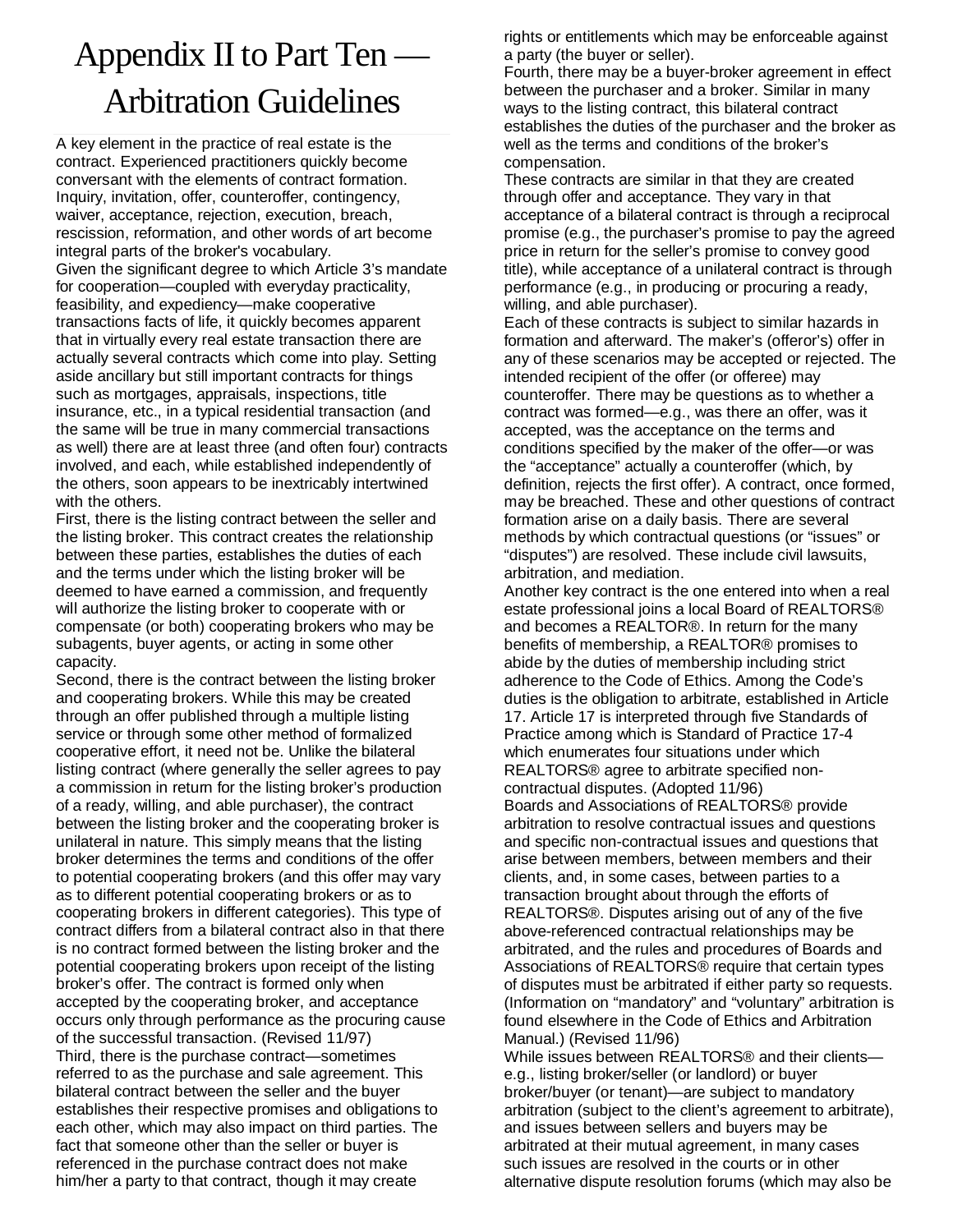# Appendix II to Part Ten — Arbitration Guidelines

A key element in the practice of real estate is the contract. Experienced practitioners quickly become conversant with the elements of contract formation. Inquiry, invitation, offer, counteroffer, contingency, waiver, acceptance, rejection, execution, breach, rescission, reformation, and other words of art become integral parts of the broker's vocabulary.

Given the significant degree to which Article 3's mandate for cooperation—coupled with everyday practicality, feasibility, and expediency—make cooperative transactions facts of life, it quickly becomes apparent that in virtually every real estate transaction there are actually several contracts which come into play. Setting aside ancillary but still important contracts for things such as mortgages, appraisals, inspections, title insurance, etc., in a typical residential transaction (and the same will be true in many commercial transactions as well) there are at least three (and often four) contracts involved, and each, while established independently of the others, soon appears to be inextricably intertwined with the others.

First, there is the listing contract between the seller and the listing broker. This contract creates the relationship between these parties, establishes the duties of each and the terms under which the listing broker will be deemed to have earned a commission, and frequently will authorize the listing broker to cooperate with or compensate (or both) cooperating brokers who may be subagents, buyer agents, or acting in some other capacity.

Second, there is the contract between the listing broker and cooperating brokers. While this may be created through an offer published through a multiple listing service or through some other method of formalized cooperative effort, it need not be. Unlike the bilateral listing contract (where generally the seller agrees to pay a commission in return for the listing broker's production of a ready, willing, and able purchaser), the contract between the listing broker and the cooperating broker is unilateral in nature. This simply means that the listing broker determines the terms and conditions of the offer to potential cooperating brokers (and this offer may vary as to different potential cooperating brokers or as to cooperating brokers in different categories). This type of contract differs from a bilateral contract also in that there is no contract formed between the listing broker and the potential cooperating brokers upon receipt of the listing broker's offer. The contract is formed only when accepted by the cooperating broker, and acceptance occurs only through performance as the procuring cause of the successful transaction. (Revised 11/97)

Third, there is the purchase contract—sometimes referred to as the purchase and sale agreement. This bilateral contract between the seller and the buyer establishes their respective promises and obligations to each other, which may also impact on third parties. The fact that someone other than the seller or buyer is referenced in the purchase contract does not make him/her a party to that contract, though it may create rights or entitlements which may be enforceable against a party (the buyer or seller).

Fourth, there may be a buyer-broker agreement in effect between the purchaser and a broker. Similar in many ways to the listing contract, this bilateral contract establishes the duties of the purchaser and the broker as well as the terms and conditions of the broker's compensation.

These contracts are similar in that they are created through offer and acceptance. They vary in that acceptance of a bilateral contract is through a reciprocal promise (e.g., the purchaser's promise to pay the agreed price in return for the seller's promise to convey good title), while acceptance of a unilateral contract is through performance (e.g., in producing or procuring a ready, willing, and able purchaser).

Each of these contracts is subject to similar hazards in formation and afterward. The maker's (offeror's) offer in any of these scenarios may be accepted or rejected. The intended recipient of the offer (or offeree) may counteroffer. There may be questions as to whether a contract was formed—e.g., was there an offer, was it accepted, was the acceptance on the terms and conditions specified by the maker of the offer—or was the "acceptance" actually a counteroffer (which, by definition, rejects the first offer). A contract, once formed, may be breached. These and other questions of contract formation arise on a daily basis. There are several methods by which contractual questions (or "issues" or "disputes") are resolved. These include civil lawsuits, arbitration, and mediation.

Another key contract is the one entered into when a real estate professional joins a local Board of REALTORS® and becomes a REALTOR®. In return for the many benefits of membership, a REALTOR® promises to abide by the duties of membership including strict adherence to the Code of Ethics. Among the Code's duties is the obligation to arbitrate, established in Article 17. Article 17 is interpreted through five Standards of Practice among which is Standard of Practice 17-4 which enumerates four situations under which REALTORS® agree to arbitrate specified non-contractual disputes. (Adopted 11/96)

Boards and Associations of REALTORS® provide arbitration to resolve contractual issues and questions and specific non-contractual issues and questions that arise between members, between members and their clients, and, in some cases, between parties to a transaction brought about through the efforts of REALTORS®. Disputes arising out of any of the five above-referenced contractual relationships may be arbitrated, and the rules and procedures of Boards and Associations of REALTORS® require that certain types of disputes must be arbitrated if either party so requests. (Information on "mandatory" and "voluntary" arbitration is found elsewhere in the Code of Ethics and Arbitration Manual.) (Revised 11/96)

While issues between REALTORS® and their clients—e.g., listing broker/seller (or landlord) or buyer broker/buyer (or tenant)—are subject to mandatory arbitration (subject to the client's agreement to arbitrate), and issues between sellers and buyers may be arbitrated at their mutual agreement, in many cases such issues are resolved in the courts or in other alternative dispute resolution forums (which may also be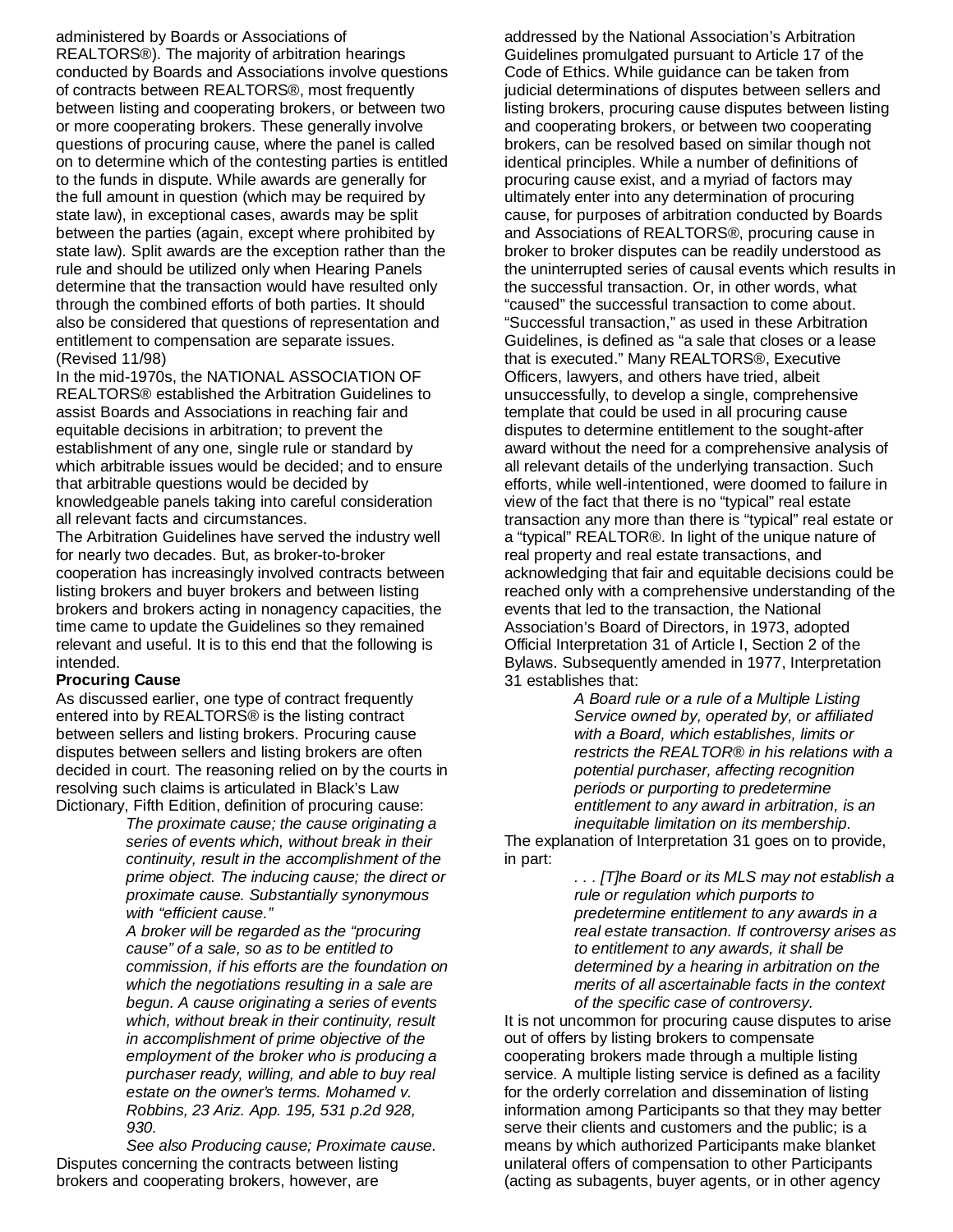administered by Boards or Associations of REALTORS®). The majority of arbitration hearings conducted by Boards and Associations involve questions of contracts between REALTORS®, most frequently between listing and cooperating brokers, or between two or more cooperating brokers. These generally involve questions of procuring cause, where the panel is called on to determine which of the contesting parties is entitled to the funds in dispute. While awards are generally for the full amount in question (which may be required by state law), in exceptional cases, awards may be split between the parties (again, except where prohibited by state law). Split awards are the exception rather than the rule and should be utilized only when Hearing Panels determine that the transaction would have resulted only through the combined efforts of both parties. It should also be considered that questions of representation and entitlement to compensation are separate issues. (Revised 11/98)

In the mid-1970s, the NATIONAL ASSOCIATION OF REALTORS® established the Arbitration Guidelines to assist Boards and Associations in reaching fair and equitable decisions in arbitration; to prevent the establishment of any one, single rule or standard by which arbitrable issues would be decided; and to ensure that arbitrable questions would be decided by knowledgeable panels taking into careful consideration all relevant facts and circumstances.

The Arbitration Guidelines have served the industry well for nearly two decades. But, as broker-to-broker cooperation has increasingly involved contracts between listing brokers and buyer brokers and between listing brokers and brokers acting in nonagency capacities, the time came to update the Guidelines so they remained relevant and useful. It is to this end that the following is intended.

**Procuring Cause**

As discussed earlier, one type of contract frequently entered into by REALTORS® is the listing contract between sellers and listing brokers. Procuring cause disputes between sellers and listing brokers are often decided in court. The reasoning relied on by the courts in resolving such claims is articulated in Black's Law Dictionary, Fifth Edition, definition of procuring cause:

> *The proximate cause; the cause originating a series of events which, without break in their continuity, result in the accomplishment of the prime object. The inducing cause; the direct or proximate cause. Substantially synonymous with "efficient cause."*
>
> *A broker will be regarded as the "procuring cause" of a sale, so as to be entitled to commission, if his efforts are the foundation on which the negotiations resulting in a sale are begun. A cause originating a series of events which, without break in their continuity, result in accomplishment of prime objective of the employment of the broker who is producing a purchaser ready, willing, and able to buy real estate on the owner's terms. Mohamed v. Robbins, 23 Ariz. App. 195, 531 p.2d 928, 930.*
>
> *See also Producing cause; Proximate cause.*

Disputes concerning the contracts between listing brokers and cooperating brokers, however, are addressed by the National Association's Arbitration Guidelines promulgated pursuant to Article 17 of the Code of Ethics. While guidance can be taken from judicial determinations of disputes between sellers and listing brokers, procuring cause disputes between listing and cooperating brokers, or between two cooperating brokers, can be resolved based on similar though not identical principles. While a number of definitions of procuring cause exist, and a myriad of factors may ultimately enter into any determination of procuring cause, for purposes of arbitration conducted by Boards and Associations of REALTORS®, procuring cause in broker to broker disputes can be readily understood as the uninterrupted series of causal events which results in the successful transaction. Or, in other words, what "caused" the successful transaction to come about. "Successful transaction," as used in these Arbitration Guidelines, is defined as "a sale that closes or a lease that is executed." Many REALTORS®, Executive Officers, lawyers, and others have tried, albeit unsuccessfully, to develop a single, comprehensive template that could be used in all procuring cause disputes to determine entitlement to the sought-after award without the need for a comprehensive analysis of all relevant details of the underlying transaction. Such efforts, while well-intentioned, were doomed to failure in view of the fact that there is no "typical" real estate transaction any more than there is "typical" real estate or a "typical" REALTOR®. In light of the unique nature of real property and real estate transactions, and acknowledging that fair and equitable decisions could be reached only with a comprehensive understanding of the events that led to the transaction, the National Association's Board of Directors, in 1973, adopted Official Interpretation 31 of Article I, Section 2 of the Bylaws. Subsequently amended in 1977, Interpretation 31 establishes that:

> *A Board rule or a rule of a Multiple Listing Service owned by, operated by, or affiliated with a Board, which establishes, limits or restricts the REALTOR® in his relations with a potential purchaser, affecting recognition periods or purporting to predetermine entitlement to any award in arbitration, is an inequitable limitation on its membership.*

The explanation of Interpretation 31 goes on to provide, in part:

> *. . . [T]he Board or its MLS may not establish a rule or regulation which purports to predetermine entitlement to any awards in a real estate transaction. If controversy arises as to entitlement to any awards, it shall be determined by a hearing in arbitration on the merits of all ascertainable facts in the context of the specific case of controversy.*

It is not uncommon for procuring cause disputes to arise out of offers by listing brokers to compensate cooperating brokers made through a multiple listing service. A multiple listing service is defined as a facility for the orderly correlation and dissemination of listing information among Participants so that they may better serve their clients and customers and the public; is a means by which authorized Participants make blanket unilateral offers of compensation to other Participants (acting as subagents, buyer agents, or in other agency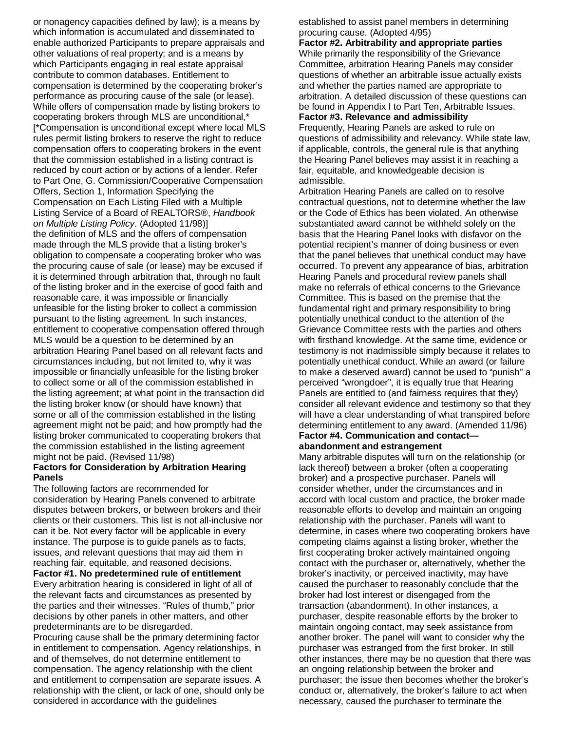or nonagency capacities defined by law); is a means by which information is accumulated and disseminated to enable authorized Participants to prepare appraisals and other valuations of real property; and is a means by which Participants engaging in real estate appraisal contribute to common databases. Entitlement to compensation is determined by the cooperating broker's performance as procuring cause of the sale (or lease). While offers of compensation made by listing brokers to cooperating brokers through MLS are unconditional,* [*Compensation is unconditional except where local MLS rules permit listing brokers to reserve the right to reduce compensation offers to cooperating brokers in the event that the commission established in a listing contract is reduced by court action or by actions of a lender. Refer to Part One, G. Commission/Cooperative Compensation Offers, Section 1, Information Specifying the Compensation on Each Listing Filed with a Multiple Listing Service of a Board of REALTORS®, *Handbook on Multiple Listing Policy*. (Adopted 11/98)] the definition of MLS and the offers of compensation made through the MLS provide that a listing broker's obligation to compensate a cooperating broker who was the procuring cause of sale (or lease) may be excused if it is determined through arbitration that, through no fault of the listing broker and in the exercise of good faith and reasonable care, it was impossible or financially unfeasible for the listing broker to collect a commission pursuant to the listing agreement. In such instances, entitlement to cooperative compensation offered through MLS would be a question to be determined by an arbitration Hearing Panel based on all relevant facts and circumstances including, but not limited to, why it was impossible or financially unfeasible for the listing broker to collect some or all of the commission established in the listing agreement; at what point in the transaction did the listing broker know (or should have known) that some or all of the commission established in the listing agreement might not be paid; and how promptly had the listing broker communicated to cooperating brokers that the commission established in the listing agreement might not be paid. (Revised 11/98)

**Factors for Consideration by Arbitration Hearing Panels**

The following factors are recommended for consideration by Hearing Panels convened to arbitrate disputes between brokers, or between brokers and their clients or their customers. This list is not all-inclusive nor can it be. Not every factor will be applicable in every instance. The purpose is to guide panels as to facts, issues, and relevant questions that may aid them in reaching fair, equitable, and reasoned decisions.

**Factor #1. No predetermined rule of entitlement**

Every arbitration hearing is considered in light of all of the relevant facts and circumstances as presented by the parties and their witnesses. "Rules of thumb," prior decisions by other panels in other matters, and other predeterminants are to be disregarded.

Procuring cause shall be the primary determining factor in entitlement to compensation. Agency relationships, in and of themselves, do not determine entitlement to compensation. The agency relationship with the client and entitlement to compensation are separate issues. A relationship with the client, or lack of one, should only be considered in accordance with the guidelines established to assist panel members in determining procuring cause. (Adopted 4/95)

**Factor #2. Arbitrability and appropriate parties**

While primarily the responsibility of the Grievance Committee, arbitration Hearing Panels may consider questions of whether an arbitrable issue actually exists and whether the parties named are appropriate to arbitration. A detailed discussion of these questions can be found in Appendix I to Part Ten, Arbitrable Issues.

**Factor #3. Relevance and admissibility**

Frequently, Hearing Panels are asked to rule on questions of admissibility and relevancy. While state law, if applicable, controls, the general rule is that anything the Hearing Panel believes may assist it in reaching a fair, equitable, and knowledgeable decision is admissible.

Arbitration Hearing Panels are called on to resolve contractual questions, not to determine whether the law or the Code of Ethics has been violated. An otherwise substantiated award cannot be withheld solely on the basis that the Hearing Panel looks with disfavor on the potential recipient's manner of doing business or even that the panel believes that unethical conduct may have occurred. To prevent any appearance of bias, arbitration Hearing Panels and procedural review panels shall make no referrals of ethical concerns to the Grievance Committee. This is based on the premise that the fundamental right and primary responsibility to bring potentially unethical conduct to the attention of the Grievance Committee rests with the parties and others with firsthand knowledge. At the same time, evidence or testimony is not inadmissible simply because it relates to potentially unethical conduct. While an award (or failure to make a deserved award) cannot be used to "punish" a perceived "wrongdoer", it is equally true that Hearing Panels are entitled to (and fairness requires that they) consider all relevant evidence and testimony so that they will have a clear understanding of what transpired before determining entitlement to any award. (Amended 11/96)

**Factor #4. Communication and contact—abandonment and estrangement**

Many arbitrable disputes will turn on the relationship (or lack thereof) between a broker (often a cooperating broker) and a prospective purchaser. Panels will consider whether, under the circumstances and in accord with local custom and practice, the broker made reasonable efforts to develop and maintain an ongoing relationship with the purchaser. Panels will want to determine, in cases where two cooperating brokers have competing claims against a listing broker, whether the first cooperating broker actively maintained ongoing contact with the purchaser or, alternatively, whether the broker's inactivity, or perceived inactivity, may have caused the purchaser to reasonably conclude that the broker had lost interest or disengaged from the transaction (abandonment). In other instances, a purchaser, despite reasonable efforts by the broker to maintain ongoing contact, may seek assistance from another broker. The panel will want to consider why the purchaser was estranged from the first broker. In still other instances, there may be no question that there was an ongoing relationship between the broker and purchaser; the issue then becomes whether the broker's conduct or, alternatively, the broker's failure to act when necessary, caused the purchaser to terminate the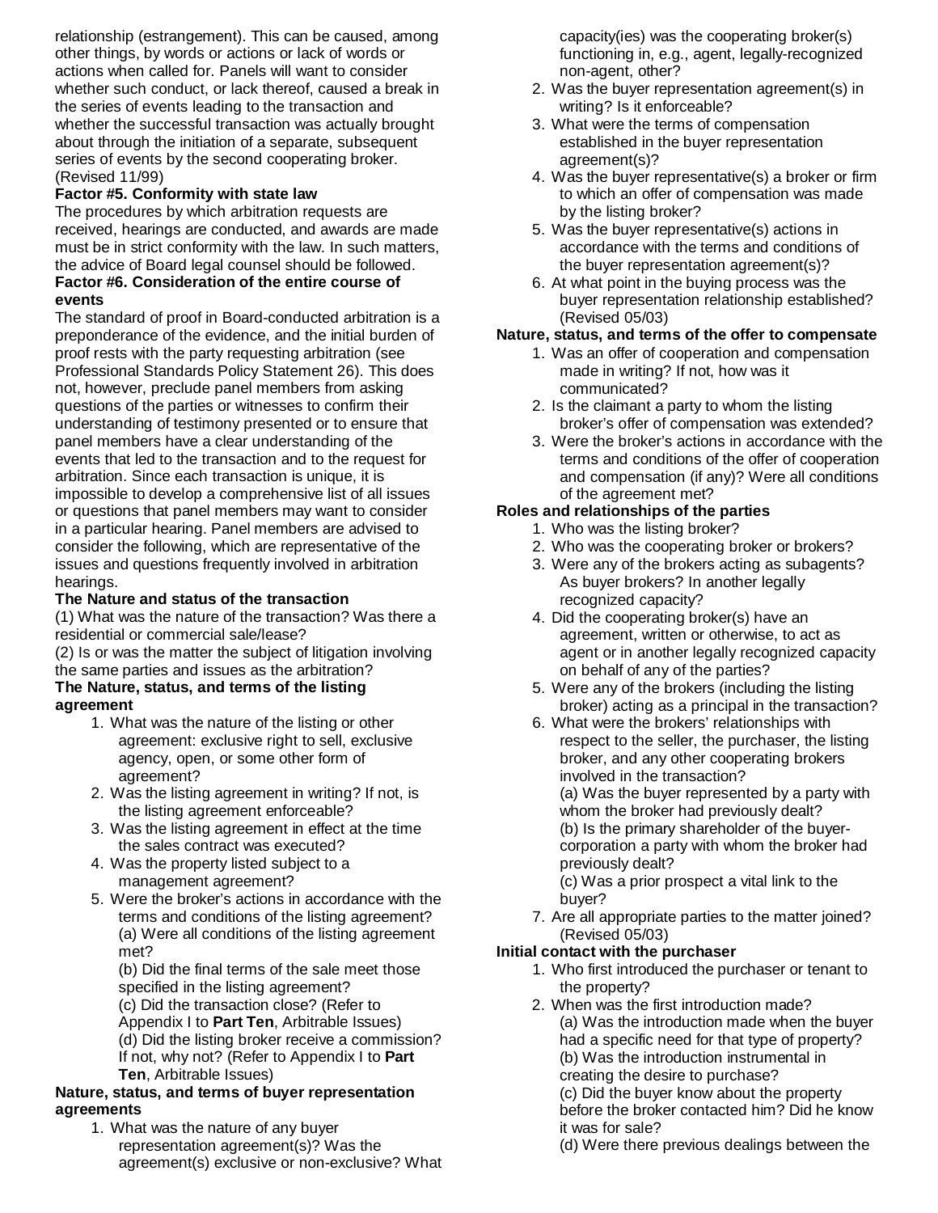relationship (estrangement). This can be caused, among other things, by words or actions or lack of words or actions when called for. Panels will want to consider whether such conduct, or lack thereof, caused a break in the series of events leading to the transaction and whether the successful transaction was actually brought about through the initiation of a separate, subsequent series of events by the second cooperating broker. (Revised 11/99)

**Factor #5. Conformity with state law**

The procedures by which arbitration requests are received, hearings are conducted, and awards are made must be in strict conformity with the law. In such matters, the advice of Board legal counsel should be followed.

**Factor #6. Consideration of the entire course of events**

The standard of proof in Board-conducted arbitration is a preponderance of the evidence, and the initial burden of proof rests with the party requesting arbitration (see Professional Standards Policy Statement 26). This does not, however, preclude panel members from asking questions of the parties or witnesses to confirm their understanding of testimony presented or to ensure that panel members have a clear understanding of the events that led to the transaction and to the request for arbitration. Since each transaction is unique, it is impossible to develop a comprehensive list of all issues or questions that panel members may want to consider in a particular hearing. Panel members are advised to consider the following, which are representative of the issues and questions frequently involved in arbitration hearings.

**The Nature and status of the transaction**

(1) What was the nature of the transaction? Was there a residential or commercial sale/lease?

(2) Is or was the matter the subject of litigation involving the same parties and issues as the arbitration?

**The Nature, status, and terms of the listing agreement**

1. What was the nature of the listing or other agreement: exclusive right to sell, exclusive agency, open, or some other form of agreement?
2. Was the listing agreement in writing? If not, is the listing agreement enforceable?
3. Was the listing agreement in effect at the time the sales contract was executed?
4. Was the property listed subject to a management agreement?
5. Were the broker's actions in accordance with the terms and conditions of the listing agreement?
   (a) Were all conditions of the listing agreement met?
   (b) Did the final terms of the sale meet those specified in the listing agreement?
   (c) Did the transaction close? (Refer to Appendix I to **Part Ten**, Arbitrable Issues)
   (d) Did the listing broker receive a commission? If not, why not? (Refer to Appendix I to **Part Ten**, Arbitrable Issues)

**Nature, status, and terms of buyer representation agreements**

1. What was the nature of any buyer representation agreement(s)? Was the agreement(s) exclusive or non-exclusive? What capacity(ies) was the cooperating broker(s) functioning in, e.g., agent, legally-recognized non-agent, other?
2. Was the buyer representation agreement(s) in writing? Is it enforceable?
3. What were the terms of compensation established in the buyer representation agreement(s)?
4. Was the buyer representative(s) a broker or firm to which an offer of compensation was made by the listing broker?
5. Was the buyer representative(s) actions in accordance with the terms and conditions of the buyer representation agreement(s)?
6. At what point in the buying process was the buyer representation relationship established? (Revised 05/03)

**Nature, status, and terms of the offer to compensate**

1. Was an offer of cooperation and compensation made in writing? If not, how was it communicated?
2. Is the claimant a party to whom the listing broker's offer of compensation was extended?
3. Were the broker's actions in accordance with the terms and conditions of the offer of cooperation and compensation (if any)? Were all conditions of the agreement met?

**Roles and relationships of the parties**

1. Who was the listing broker?
2. Who was the cooperating broker or brokers?
3. Were any of the brokers acting as subagents? As buyer brokers? In another legally recognized capacity?
4. Did the cooperating broker(s) have an agreement, written or otherwise, to act as agent or in another legally recognized capacity on behalf of any of the parties?
5. Were any of the brokers (including the listing broker) acting as a principal in the transaction?
6. What were the brokers' relationships with respect to the seller, the purchaser, the listing broker, and any other cooperating brokers involved in the transaction?
   (a) Was the buyer represented by a party with whom the broker had previously dealt?
   (b) Is the primary shareholder of the buyer-corporation a party with whom the broker had previously dealt?
   (c) Was a prior prospect a vital link to the buyer?
7. Are all appropriate parties to the matter joined? (Revised 05/03)

**Initial contact with the purchaser**

1. Who first introduced the purchaser or tenant to the property?
2. When was the first introduction made?
   (a) Was the introduction made when the buyer had a specific need for that type of property?
   (b) Was the introduction instrumental in creating the desire to purchase?
   (c) Did the buyer know about the property before the broker contacted him? Did he know it was for sale?
   (d) Were there previous dealings between the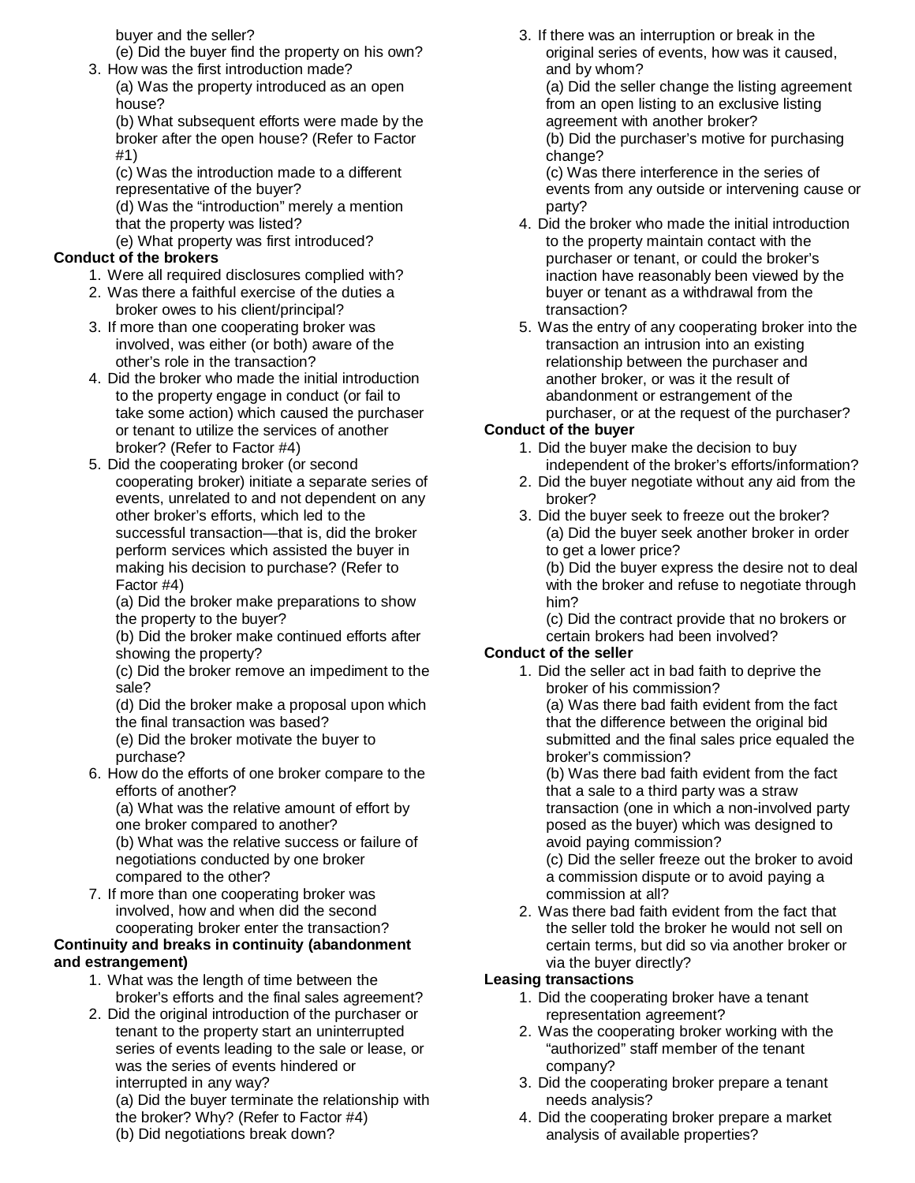buyer and the seller?

(e) Did the buyer find the property on his own?

3. How was the first introduction made?

   (a) Was the property introduced as an open house?

   (b) What subsequent efforts were made by the broker after the open house? (Refer to Factor #1)

   (c) Was the introduction made to a different representative of the buyer?

   (d) Was the "introduction" merely a mention that the property was listed?

   (e) What property was first introduced?

**Conduct of the brokers**

1. Were all required disclosures complied with?
2. Was there a faithful exercise of the duties a broker owes to his client/principal?
3. If more than one cooperating broker was involved, was either (or both) aware of the other's role in the transaction?
4. Did the broker who made the initial introduction to the property engage in conduct (or fail to take some action) which caused the purchaser or tenant to utilize the services of another broker? (Refer to Factor #4)
5. Did the cooperating broker (or second cooperating broker) initiate a separate series of events, unrelated to and not dependent on any other broker's efforts, which led to the successful transaction—that is, did the broker perform services which assisted the buyer in making his decision to purchase? (Refer to Factor #4)

   (a) Did the broker make preparations to show the property to the buyer?

   (b) Did the broker make continued efforts after showing the property?

   (c) Did the broker remove an impediment to the sale?

   (d) Did the broker make a proposal upon which the final transaction was based?

   (e) Did the broker motivate the buyer to purchase?

6. How do the efforts of one broker compare to the efforts of another?

   (a) What was the relative amount of effort by one broker compared to another?

   (b) What was the relative success or failure of negotiations conducted by one broker compared to the other?

7. If more than one cooperating broker was involved, how and when did the second cooperating broker enter the transaction?

**Continuity and breaks in continuity (abandonment and estrangement)**

1. What was the length of time between the broker's efforts and the final sales agreement?
2. Did the original introduction of the purchaser or tenant to the property start an uninterrupted series of events leading to the sale or lease, or was the series of events hindered or interrupted in any way?

   (a) Did the buyer terminate the relationship with the broker? Why? (Refer to Factor #4)

   (b) Did negotiations break down?

3. If there was an interruption or break in the original series of events, how was it caused, and by whom?

   (a) Did the seller change the listing agreement from an open listing to an exclusive listing agreement with another broker?

   (b) Did the purchaser's motive for purchasing change?

   (c) Was there interference in the series of events from any outside or intervening cause or party?

4. Did the broker who made the initial introduction to the property maintain contact with the purchaser or tenant, or could the broker's inaction have reasonably been viewed by the buyer or tenant as a withdrawal from the transaction?
5. Was the entry of any cooperating broker into the transaction an intrusion into an existing relationship between the purchaser and another broker, or was it the result of abandonment or estrangement of the purchaser, or at the request of the purchaser?

**Conduct of the buyer**

1. Did the buyer make the decision to buy independent of the broker's efforts/information?
2. Did the buyer negotiate without any aid from the broker?
3. Did the buyer seek to freeze out the broker?

   (a) Did the buyer seek another broker in order to get a lower price?

   (b) Did the buyer express the desire not to deal with the broker and refuse to negotiate through him?

   (c) Did the contract provide that no brokers or certain brokers had been involved?

**Conduct of the seller**

1. Did the seller act in bad faith to deprive the broker of his commission?

   (a) Was there bad faith evident from the fact that the difference between the original bid submitted and the final sales price equaled the broker's commission?

   (b) Was there bad faith evident from the fact that a sale to a third party was a straw transaction (one in which a non-involved party posed as the buyer) which was designed to avoid paying commission?

   (c) Did the seller freeze out the broker to avoid a commission dispute or to avoid paying a commission at all?

2. Was there bad faith evident from the fact that the seller told the broker he would not sell on certain terms, but did so via another broker or via the buyer directly?

**Leasing transactions**

1. Did the cooperating broker have a tenant representation agreement?
2. Was the cooperating broker working with the "authorized" staff member of the tenant company?
3. Did the cooperating broker prepare a tenant needs analysis?
4. Did the cooperating broker prepare a market analysis of available properties?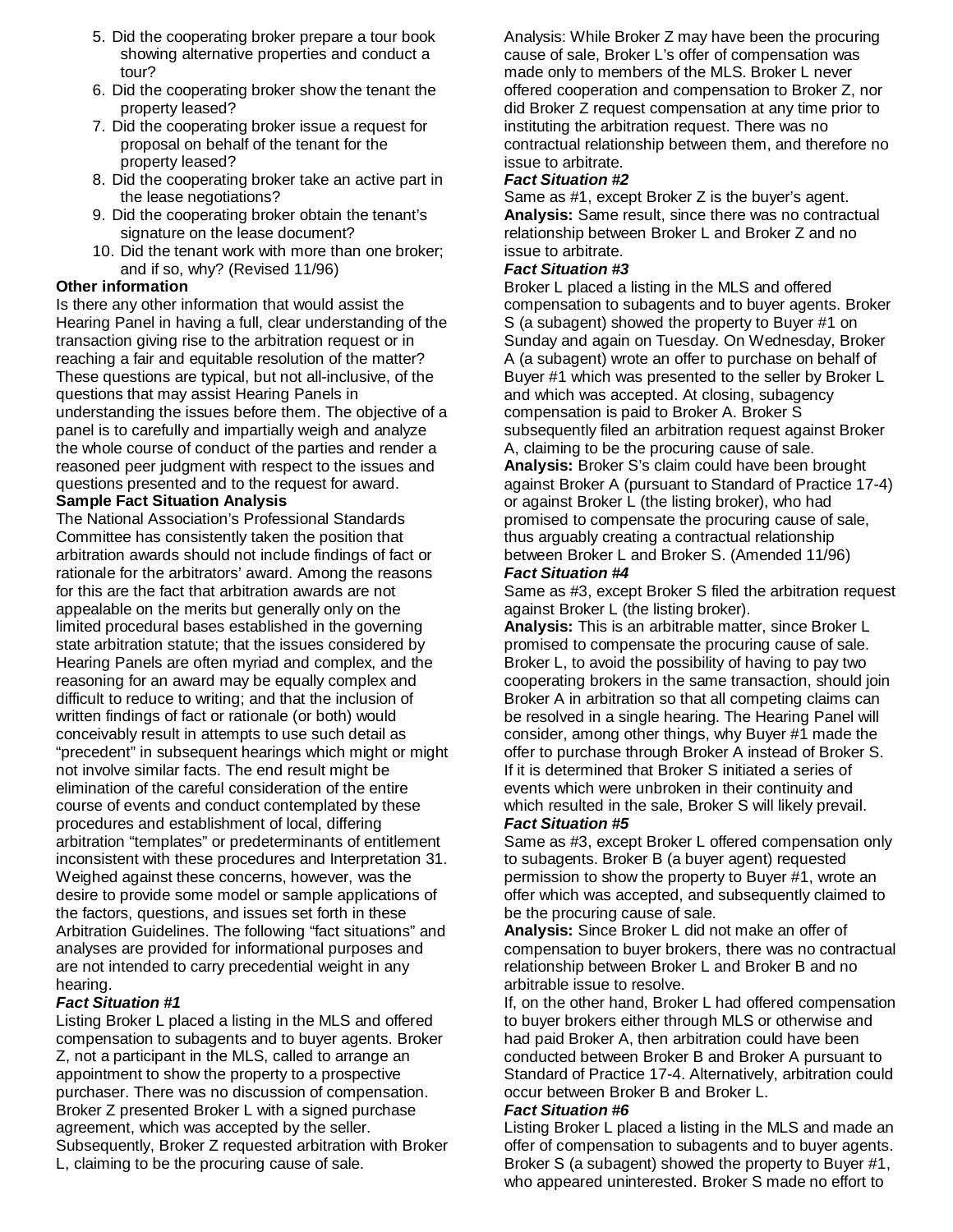5. Did the cooperating broker prepare a tour book showing alternative properties and conduct a tour?
6. Did the cooperating broker show the tenant the property leased?
7. Did the cooperating broker issue a request for proposal on behalf of the tenant for the property leased?
8. Did the cooperating broker take an active part in the lease negotiations?
9. Did the cooperating broker obtain the tenant's signature on the lease document?
10. Did the tenant work with more than one broker; and if so, why? (Revised 11/96)

**Other information**

Is there any other information that would assist the Hearing Panel in having a full, clear understanding of the transaction giving rise to the arbitration request or in reaching a fair and equitable resolution of the matter? These questions are typical, but not all-inclusive, of the questions that may assist Hearing Panels in understanding the issues before them. The objective of a panel is to carefully and impartially weigh and analyze the whole course of conduct of the parties and render a reasoned peer judgment with respect to the issues and questions presented and to the request for award.

**Sample Fact Situation Analysis**

The National Association's Professional Standards Committee has consistently taken the position that arbitration awards should not include findings of fact or rationale for the arbitrators' award. Among the reasons for this are the fact that arbitration awards are not appealable on the merits but generally only on the limited procedural bases established in the governing state arbitration statute; that the issues considered by Hearing Panels are often myriad and complex, and the reasoning for an award may be equally complex and difficult to reduce to writing; and that the inclusion of written findings of fact or rationale (or both) would conceivably result in attempts to use such detail as "precedent" in subsequent hearings which might or might not involve similar facts. The end result might be elimination of the careful consideration of the entire course of events and conduct contemplated by these procedures and establishment of local, differing arbitration "templates" or predeterminants of entitlement inconsistent with these procedures and Interpretation 31. Weighed against these concerns, however, was the desire to provide some model or sample applications of the factors, questions, and issues set forth in these Arbitration Guidelines. The following "fact situations" and analyses are provided for informational purposes and are not intended to carry precedential weight in any hearing.

***Fact Situation #1***

Listing Broker L placed a listing in the MLS and offered compensation to subagents and to buyer agents. Broker Z, not a participant in the MLS, called to arrange an appointment to show the property to a prospective purchaser. There was no discussion of compensation. Broker Z presented Broker L with a signed purchase agreement, which was accepted by the seller. Subsequently, Broker Z requested arbitration with Broker L, claiming to be the procuring cause of sale.

Analysis: While Broker Z may have been the procuring cause of sale, Broker L's offer of compensation was made only to members of the MLS. Broker L never offered cooperation and compensation to Broker Z, nor did Broker Z request compensation at any time prior to instituting the arbitration request. There was no contractual relationship between them, and therefore no issue to arbitrate.

***Fact Situation #2***

Same as #1, except Broker Z is the buyer's agent.

**Analysis:** Same result, since there was no contractual relationship between Broker L and Broker Z and no issue to arbitrate.

***Fact Situation #3***

Broker L placed a listing in the MLS and offered compensation to subagents and to buyer agents. Broker S (a subagent) showed the property to Buyer #1 on Sunday and again on Tuesday. On Wednesday, Broker A (a subagent) wrote an offer to purchase on behalf of Buyer #1 which was presented to the seller by Broker L and which was accepted. At closing, subagency compensation is paid to Broker A. Broker S subsequently filed an arbitration request against Broker A, claiming to be the procuring cause of sale.

**Analysis:** Broker S's claim could have been brought against Broker A (pursuant to Standard of Practice 17-4) or against Broker L (the listing broker), who had promised to compensate the procuring cause of sale, thus arguably creating a contractual relationship between Broker L and Broker S. (Amended 11/96)

***Fact Situation #4***

Same as #3, except Broker S filed the arbitration request against Broker L (the listing broker).

**Analysis:** This is an arbitrable matter, since Broker L promised to compensate the procuring cause of sale. Broker L, to avoid the possibility of having to pay two cooperating brokers in the same transaction, should join Broker A in arbitration so that all competing claims can be resolved in a single hearing. The Hearing Panel will consider, among other things, why Buyer #1 made the offer to purchase through Broker A instead of Broker S. If it is determined that Broker S initiated a series of events which were unbroken in their continuity and which resulted in the sale, Broker S will likely prevail.

***Fact Situation #5***

Same as #3, except Broker L offered compensation only to subagents. Broker B (a buyer agent) requested permission to show the property to Buyer #1, wrote an offer which was accepted, and subsequently claimed to be the procuring cause of sale.

**Analysis:** Since Broker L did not make an offer of compensation to buyer brokers, there was no contractual relationship between Broker L and Broker B and no arbitrable issue to resolve.

If, on the other hand, Broker L had offered compensation to buyer brokers either through MLS or otherwise and had paid Broker A, then arbitration could have been conducted between Broker B and Broker A pursuant to Standard of Practice 17-4. Alternatively, arbitration could occur between Broker B and Broker L.

***Fact Situation #6***

Listing Broker L placed a listing in the MLS and made an offer of compensation to subagents and to buyer agents. Broker S (a subagent) showed the property to Buyer #1, who appeared uninterested. Broker S made no effort to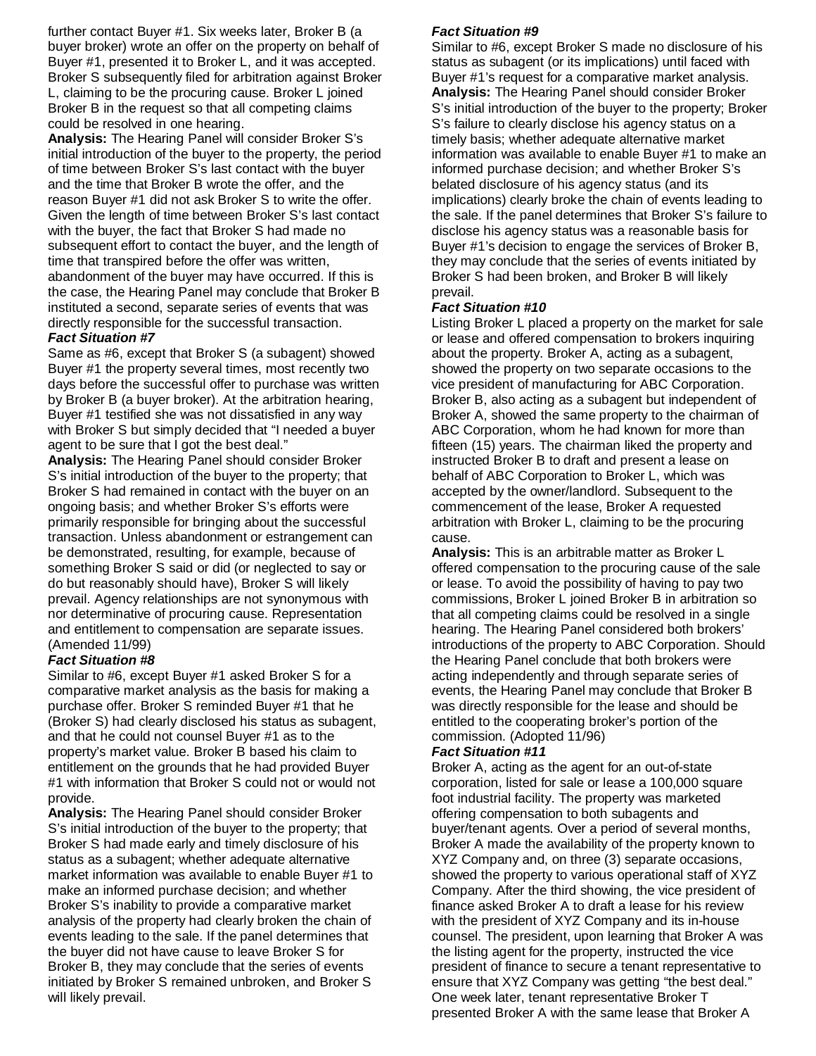further contact Buyer #1. Six weeks later, Broker B (a buyer broker) wrote an offer on the property on behalf of Buyer #1, presented it to Broker L, and it was accepted. Broker S subsequently filed for arbitration against Broker L, claiming to be the procuring cause. Broker L joined Broker B in the request so that all competing claims could be resolved in one hearing.

**Analysis:** The Hearing Panel will consider Broker S's initial introduction of the buyer to the property, the period of time between Broker S's last contact with the buyer and the time that Broker B wrote the offer, and the reason Buyer #1 did not ask Broker S to write the offer. Given the length of time between Broker S's last contact with the buyer, the fact that Broker S had made no subsequent effort to contact the buyer, and the length of time that transpired before the offer was written, abandonment of the buyer may have occurred. If this is the case, the Hearing Panel may conclude that Broker B instituted a second, separate series of events that was directly responsible for the successful transaction.

***Fact Situation #7***

Same as #6, except that Broker S (a subagent) showed Buyer #1 the property several times, most recently two days before the successful offer to purchase was written by Broker B (a buyer broker). At the arbitration hearing, Buyer #1 testified she was not dissatisfied in any way with Broker S but simply decided that "I needed a buyer agent to be sure that I got the best deal."

**Analysis:** The Hearing Panel should consider Broker S's initial introduction of the buyer to the property; that Broker S had remained in contact with the buyer on an ongoing basis; and whether Broker S's efforts were primarily responsible for bringing about the successful transaction. Unless abandonment or estrangement can be demonstrated, resulting, for example, because of something Broker S said or did (or neglected to say or do but reasonably should have), Broker S will likely prevail. Agency relationships are not synonymous with nor determinative of procuring cause. Representation and entitlement to compensation are separate issues. (Amended 11/99)

***Fact Situation #8***

Similar to #6, except Buyer #1 asked Broker S for a comparative market analysis as the basis for making a purchase offer. Broker S reminded Buyer #1 that he (Broker S) had clearly disclosed his status as subagent, and that he could not counsel Buyer #1 as to the property's market value. Broker B based his claim to entitlement on the grounds that he had provided Buyer #1 with information that Broker S could not or would not provide.

**Analysis:** The Hearing Panel should consider Broker S's initial introduction of the buyer to the property; that Broker S had made early and timely disclosure of his status as a subagent; whether adequate alternative market information was available to enable Buyer #1 to make an informed purchase decision; and whether Broker S's inability to provide a comparative market analysis of the property had clearly broken the chain of events leading to the sale. If the panel determines that the buyer did not have cause to leave Broker S for Broker B, they may conclude that the series of events initiated by Broker S remained unbroken, and Broker S will likely prevail.

***Fact Situation #9***

Similar to #6, except Broker S made no disclosure of his status as subagent (or its implications) until faced with Buyer #1's request for a comparative market analysis.

**Analysis:** The Hearing Panel should consider Broker S's initial introduction of the buyer to the property; Broker S's failure to clearly disclose his agency status on a timely basis; whether adequate alternative market information was available to enable Buyer #1 to make an informed purchase decision; and whether Broker S's belated disclosure of his agency status (and its implications) clearly broke the chain of events leading to the sale. If the panel determines that Broker S's failure to disclose his agency status was a reasonable basis for Buyer #1's decision to engage the services of Broker B, they may conclude that the series of events initiated by Broker S had been broken, and Broker B will likely prevail.

***Fact Situation #10***

Listing Broker L placed a property on the market for sale or lease and offered compensation to brokers inquiring about the property. Broker A, acting as a subagent, showed the property on two separate occasions to the vice president of manufacturing for ABC Corporation. Broker B, also acting as a subagent but independent of Broker A, showed the same property to the chairman of ABC Corporation, whom he had known for more than fifteen (15) years. The chairman liked the property and instructed Broker B to draft and present a lease on behalf of ABC Corporation to Broker L, which was accepted by the owner/landlord. Subsequent to the commencement of the lease, Broker A requested arbitration with Broker L, claiming to be the procuring cause.

**Analysis:** This is an arbitrable matter as Broker L offered compensation to the procuring cause of the sale or lease. To avoid the possibility of having to pay two commissions, Broker L joined Broker B in arbitration so that all competing claims could be resolved in a single hearing. The Hearing Panel considered both brokers' introductions of the property to ABC Corporation. Should the Hearing Panel conclude that both brokers were acting independently and through separate series of events, the Hearing Panel may conclude that Broker B was directly responsible for the lease and should be entitled to the cooperating broker's portion of the commission. (Adopted 11/96)

***Fact Situation #11***

Broker A, acting as the agent for an out-of-state corporation, listed for sale or lease a 100,000 square foot industrial facility. The property was marketed offering compensation to both subagents and buyer/tenant agents. Over a period of several months, Broker A made the availability of the property known to XYZ Company and, on three (3) separate occasions, showed the property to various operational staff of XYZ Company. After the third showing, the vice president of finance asked Broker A to draft a lease for his review with the president of XYZ Company and its in-house counsel. The president, upon learning that Broker A was the listing agent for the property, instructed the vice president of finance to secure a tenant representative to ensure that XYZ Company was getting "the best deal." One week later, tenant representative Broker T presented Broker A with the same lease that Broker A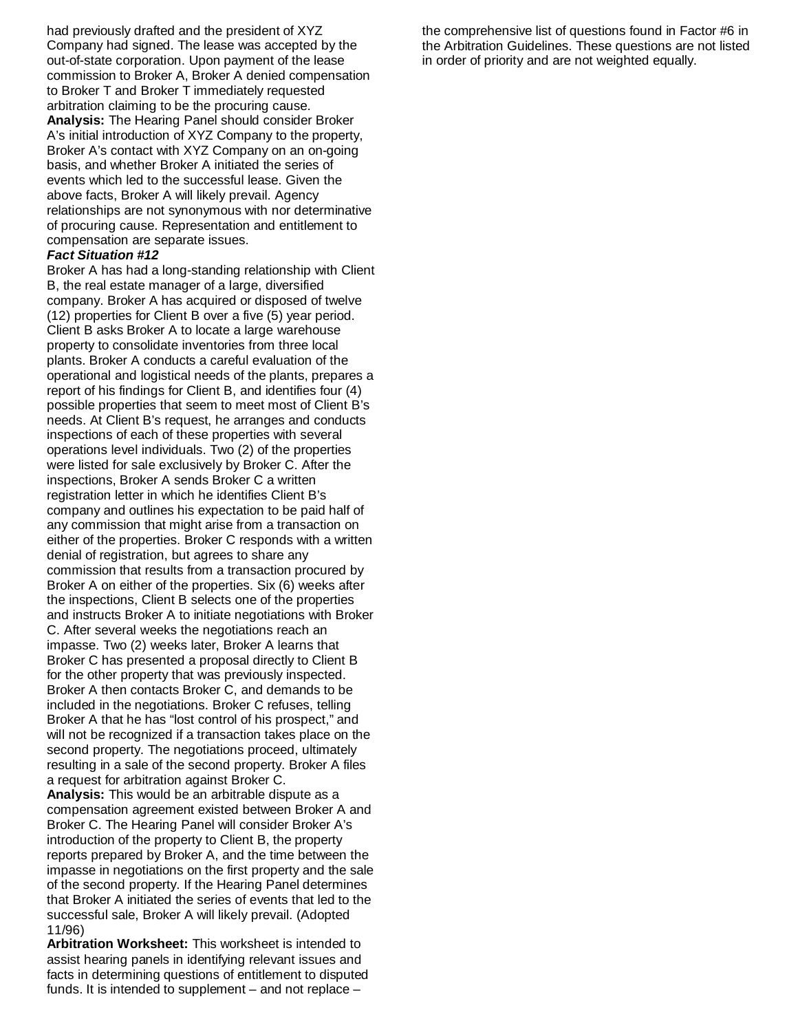had previously drafted and the president of XYZ Company had signed. The lease was accepted by the out-of-state corporation. Upon payment of the lease commission to Broker A, Broker A denied compensation to Broker T and Broker T immediately requested arbitration claiming to be the procuring cause.

**Analysis:** The Hearing Panel should consider Broker A's initial introduction of XYZ Company to the property, Broker A's contact with XYZ Company on an on-going basis, and whether Broker A initiated the series of events which led to the successful lease. Given the above facts, Broker A will likely prevail. Agency relationships are not synonymous with nor determinative of procuring cause. Representation and entitlement to compensation are separate issues.

***Fact Situation #12***

Broker A has had a long-standing relationship with Client B, the real estate manager of a large, diversified company. Broker A has acquired or disposed of twelve (12) properties for Client B over a five (5) year period. Client B asks Broker A to locate a large warehouse property to consolidate inventories from three local plants. Broker A conducts a careful evaluation of the operational and logistical needs of the plants, prepares a report of his findings for Client B, and identifies four (4) possible properties that seem to meet most of Client B's needs. At Client B's request, he arranges and conducts inspections of each of these properties with several operations level individuals. Two (2) of the properties were listed for sale exclusively by Broker C. After the inspections, Broker A sends Broker C a written registration letter in which he identifies Client B's company and outlines his expectation to be paid half of any commission that might arise from a transaction on either of the properties. Broker C responds with a written denial of registration, but agrees to share any commission that results from a transaction procured by Broker A on either of the properties. Six (6) weeks after the inspections, Client B selects one of the properties and instructs Broker A to initiate negotiations with Broker C. After several weeks the negotiations reach an impasse. Two (2) weeks later, Broker A learns that Broker C has presented a proposal directly to Client B for the other property that was previously inspected. Broker A then contacts Broker C, and demands to be included in the negotiations. Broker C refuses, telling Broker A that he has "lost control of his prospect," and will not be recognized if a transaction takes place on the second property. The negotiations proceed, ultimately resulting in a sale of the second property. Broker A files a request for arbitration against Broker C.

**Analysis:** This would be an arbitrable dispute as a compensation agreement existed between Broker A and Broker C. The Hearing Panel will consider Broker A's introduction of the property to Client B, the property reports prepared by Broker A, and the time between the impasse in negotiations on the first property and the sale of the second property. If the Hearing Panel determines that Broker A initiated the series of events that led to the successful sale, Broker A will likely prevail. (Adopted 11/96)

**Arbitration Worksheet:** This worksheet is intended to assist hearing panels in identifying relevant issues and facts in determining questions of entitlement to disputed funds. It is intended to supplement – and not replace – the comprehensive list of questions found in Factor #6 in the Arbitration Guidelines. These questions are not listed in order of priority and are not weighted equally.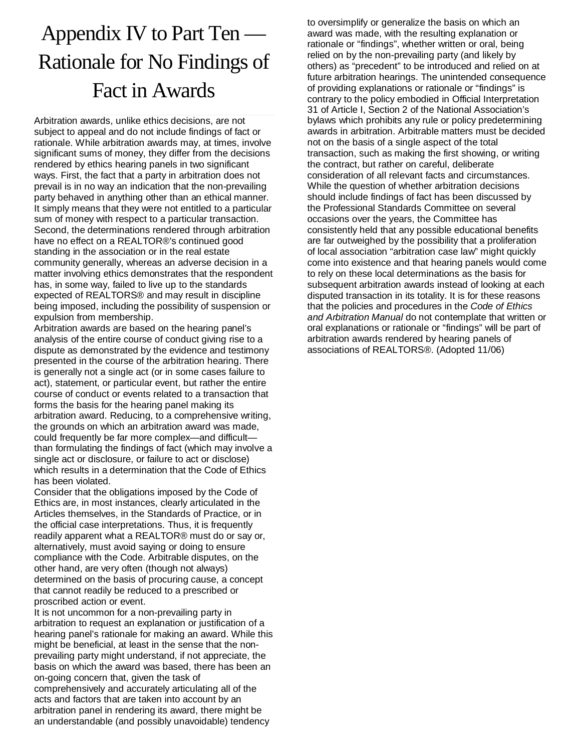# Appendix IV to Part Ten — Rationale for No Findings of Fact in Awards

Arbitration awards, unlike ethics decisions, are not subject to appeal and do not include findings of fact or rationale. While arbitration awards may, at times, involve significant sums of money, they differ from the decisions rendered by ethics hearing panels in two significant ways. First, the fact that a party in arbitration does not prevail is in no way an indication that the non-prevailing party behaved in anything other than an ethical manner. It simply means that they were not entitled to a particular sum of money with respect to a particular transaction. Second, the determinations rendered through arbitration have no effect on a REALTOR®'s continued good standing in the association or in the real estate community generally, whereas an adverse decision in a matter involving ethics demonstrates that the respondent has, in some way, failed to live up to the standards expected of REALTORS® and may result in discipline being imposed, including the possibility of suspension or expulsion from membership.

Arbitration awards are based on the hearing panel's analysis of the entire course of conduct giving rise to a dispute as demonstrated by the evidence and testimony presented in the course of the arbitration hearing. There is generally not a single act (or in some cases failure to act), statement, or particular event, but rather the entire course of conduct or events related to a transaction that forms the basis for the hearing panel making its arbitration award. Reducing, to a comprehensive writing, the grounds on which an arbitration award was made, could frequently be far more complex—and difficult—than formulating the findings of fact (which may involve a single act or disclosure, or failure to act or disclose) which results in a determination that the Code of Ethics has been violated.

Consider that the obligations imposed by the Code of Ethics are, in most instances, clearly articulated in the Articles themselves, in the Standards of Practice, or in the official case interpretations. Thus, it is frequently readily apparent what a REALTOR® must do or say or, alternatively, must avoid saying or doing to ensure compliance with the Code. Arbitrable disputes, on the other hand, are very often (though not always) determined on the basis of procuring cause, a concept that cannot readily be reduced to a prescribed or proscribed action or event.

It is not uncommon for a non-prevailing party in arbitration to request an explanation or justification of a hearing panel's rationale for making an award. While this might be beneficial, at least in the sense that the non-prevailing party might understand, if not appreciate, the basis on which the award was based, there has been an on-going concern that, given the task of comprehensively and accurately articulating all of the acts and factors that are taken into account by an arbitration panel in rendering its award, there might be an understandable (and possibly unavoidable) tendency to oversimplify or generalize the basis on which an award was made, with the resulting explanation or rationale or "findings", whether written or oral, being relied on by the non-prevailing party (and likely by others) as "precedent" to be introduced and relied on at future arbitration hearings. The unintended consequence of providing explanations or rationale or "findings" is contrary to the policy embodied in Official Interpretation 31 of Article I, Section 2 of the National Association's bylaws which prohibits any rule or policy predetermining awards in arbitration. Arbitrable matters must be decided not on the basis of a single aspect of the total transaction, such as making the first showing, or writing the contract, but rather on careful, deliberate consideration of all relevant facts and circumstances.

While the question of whether arbitration decisions should include findings of fact has been discussed by the Professional Standards Committee on several occasions over the years, the Committee has consistently held that any possible educational benefits are far outweighed by the possibility that a proliferation of local association "arbitration case law" might quickly come into existence and that hearing panels would come to rely on these local determinations as the basis for subsequent arbitration awards instead of looking at each disputed transaction in its totality. It is for these reasons that the policies and procedures in the *Code of Ethics and Arbitration Manual* do not contemplate that written or oral explanations or rationale or "findings" will be part of arbitration awards rendered by hearing panels of associations of REALTORS®. (Adopted 11/06)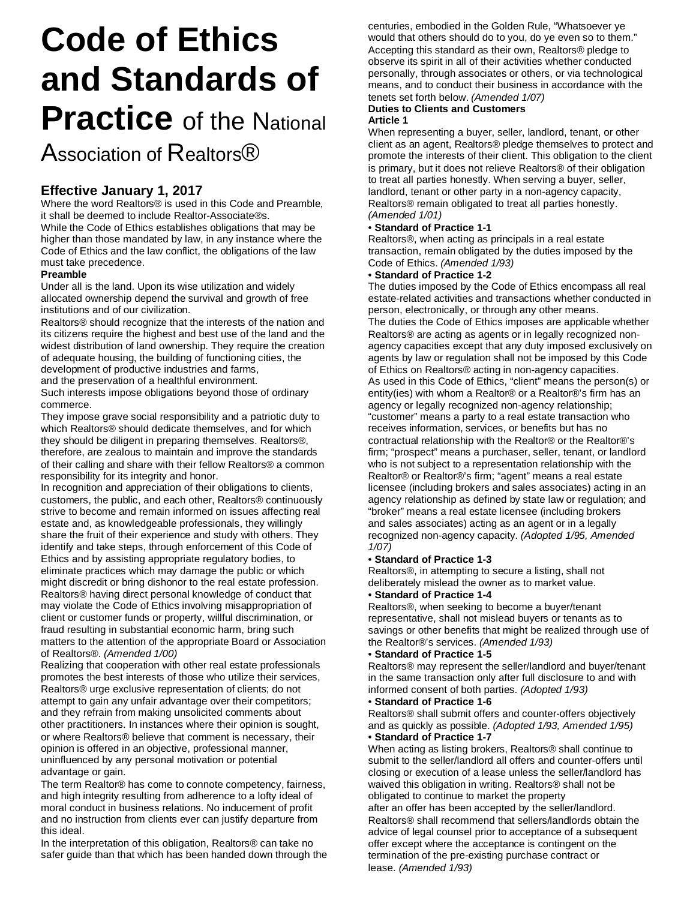# Code of Ethics and Standards of Practice of the National Association of Realtors®

## Effective January 1, 2017

Where the word Realtors® is used in this Code and Preamble, it shall be deemed to include Realtor-Associate®s.

While the Code of Ethics establishes obligations that may be higher than those mandated by law, in any instance where the Code of Ethics and the law conflict, the obligations of the law must take precedence.

**Preamble**

Under all is the land. Upon its wise utilization and widely allocated ownership depend the survival and growth of free institutions and of our civilization.

Realtors® should recognize that the interests of the nation and its citizens require the highest and best use of the land and the widest distribution of land ownership. They require the creation of adequate housing, the building of functioning cities, the development of productive industries and farms, and the preservation of a healthful environment.

Such interests impose obligations beyond those of ordinary commerce.

They impose grave social responsibility and a patriotic duty to which Realtors® should dedicate themselves, and for which they should be diligent in preparing themselves. Realtors®, therefore, are zealous to maintain and improve the standards of their calling and share with their fellow Realtors® a common responsibility for its integrity and honor.

In recognition and appreciation of their obligations to clients, customers, the public, and each other, Realtors® continuously strive to become and remain informed on issues affecting real estate and, as knowledgeable professionals, they willingly share the fruit of their experience and study with others. They identify and take steps, through enforcement of this Code of Ethics and by assisting appropriate regulatory bodies, to eliminate practices which may damage the public or which might discredit or bring dishonor to the real estate profession. Realtors® having direct personal knowledge of conduct that may violate the Code of Ethics involving misappropriation of client or customer funds or property, willful discrimination, or fraud resulting in substantial economic harm, bring such matters to the attention of the appropriate Board or Association of Realtors®. *(Amended 1/00)*

Realizing that cooperation with other real estate professionals promotes the best interests of those who utilize their services, Realtors® urge exclusive representation of clients; do not attempt to gain any unfair advantage over their competitors; and they refrain from making unsolicited comments about other practitioners. In instances where their opinion is sought, or where Realtors® believe that comment is necessary, their opinion is offered in an objective, professional manner, uninfluenced by any personal motivation or potential advantage or gain.

The term Realtor® has come to connote competency, fairness, and high integrity resulting from adherence to a lofty ideal of moral conduct in business relations. No inducement of profit and no instruction from clients ever can justify departure from this ideal.

In the interpretation of this obligation, Realtors® can take no safer guide than that which has been handed down through the centuries, embodied in the Golden Rule, "Whatsoever ye would that others should do to you, do ye even so to them."

Accepting this standard as their own, Realtors® pledge to observe its spirit in all of their activities whether conducted personally, through associates or others, or via technological means, and to conduct their business in accordance with the tenets set forth below. *(Amended 1/07)*

**Duties to Clients and Customers**

**Article 1**

When representing a buyer, seller, landlord, tenant, or other client as an agent, Realtors® pledge themselves to protect and promote the interests of their client. This obligation to the client is primary, but it does not relieve Realtors® of their obligation to treat all parties honestly. When serving a buyer, seller, landlord, tenant or other party in a non-agency capacity, Realtors® remain obligated to treat all parties honestly. *(Amended 1/01)*

• **Standard of Practice 1-1**

Realtors®, when acting as principals in a real estate transaction, remain obligated by the duties imposed by the Code of Ethics. *(Amended 1/93)*

• **Standard of Practice 1-2**

The duties imposed by the Code of Ethics encompass all real estate-related activities and transactions whether conducted in person, electronically, or through any other means.

The duties the Code of Ethics imposes are applicable whether Realtors® are acting as agents or in legally recognized non-agency capacities except that any duty imposed exclusively on agents by law or regulation shall not be imposed by this Code of Ethics on Realtors® acting in non-agency capacities.

As used in this Code of Ethics, "client" means the person(s) or entity(ies) with whom a Realtor® or a Realtor®'s firm has an agency or legally recognized non-agency relationship; "customer" means a party to a real estate transaction who receives information, services, or benefits but has no contractual relationship with the Realtor® or the Realtor®'s firm; "prospect" means a purchaser, seller, tenant, or landlord who is not subject to a representation relationship with the Realtor® or Realtor®'s firm; "agent" means a real estate licensee (including brokers and sales associates) acting in an agency relationship as defined by state law or regulation; and "broker" means a real estate licensee (including brokers and sales associates) acting as an agent or in a legally recognized non-agency capacity. *(Adopted 1/95, Amended 1/07)*

• **Standard of Practice 1-3**

Realtors®, in attempting to secure a listing, shall not deliberately mislead the owner as to market value.

• **Standard of Practice 1-4**

Realtors®, when seeking to become a buyer/tenant representative, shall not mislead buyers or tenants as to savings or other benefits that might be realized through use of the Realtor®'s services. *(Amended 1/93)*

• **Standard of Practice 1-5**

Realtors® may represent the seller/landlord and buyer/tenant in the same transaction only after full disclosure to and with informed consent of both parties. *(Adopted 1/93)*

• **Standard of Practice 1-6**

Realtors® shall submit offers and counter-offers objectively and as quickly as possible. *(Adopted 1/93, Amended 1/95)*

• **Standard of Practice 1-7**

When acting as listing brokers, Realtors® shall continue to submit to the seller/landlord all offers and counter-offers until closing or execution of a lease unless the seller/landlord has waived this obligation in writing. Realtors® shall not be obligated to continue to market the property after an offer has been accepted by the seller/landlord. Realtors® shall recommend that sellers/landlords obtain the advice of legal counsel prior to acceptance of a subsequent offer except where the acceptance is contingent on the termination of the pre-existing purchase contract or lease. *(Amended 1/93)*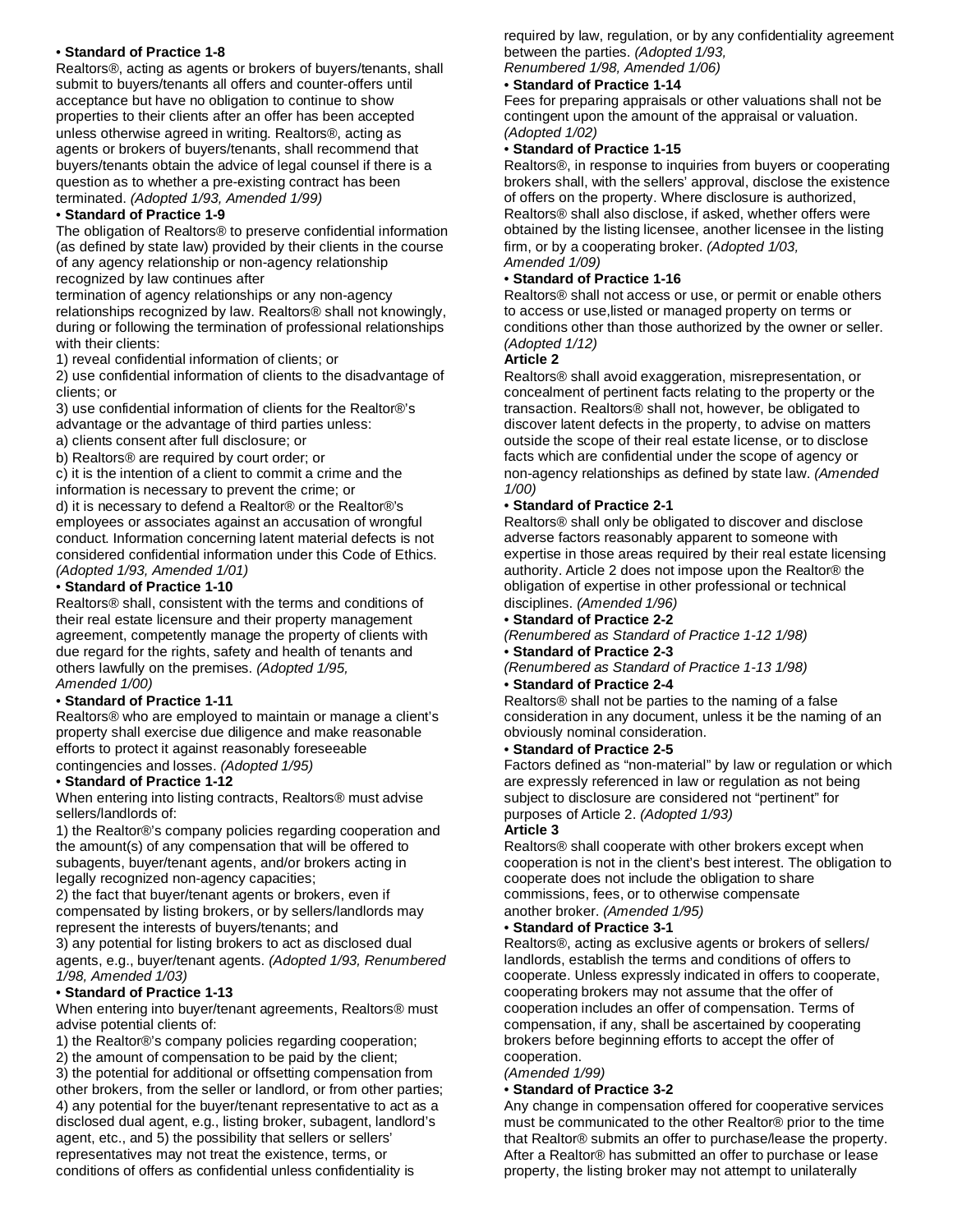• **Standard of Practice 1-8**

Realtors®, acting as agents or brokers of buyers/tenants, shall submit to buyers/tenants all offers and counter-offers until acceptance but have no obligation to continue to show properties to their clients after an offer has been accepted unless otherwise agreed in writing. Realtors®, acting as agents or brokers of buyers/tenants, shall recommend that buyers/tenants obtain the advice of legal counsel if there is a question as to whether a pre-existing contract has been terminated. *(Adopted 1/93, Amended 1/99)*

• **Standard of Practice 1-9**

The obligation of Realtors® to preserve confidential information (as defined by state law) provided by their clients in the course of any agency relationship or non-agency relationship recognized by law continues after termination of agency relationships or any non-agency relationships recognized by law. Realtors® shall not knowingly, during or following the termination of professional relationships with their clients:

1) reveal confidential information of clients; or

2) use confidential information of clients to the disadvantage of clients; or

3) use confidential information of clients for the Realtor®'s advantage or the advantage of third parties unless:

a) clients consent after full disclosure; or

b) Realtors® are required by court order; or

c) it is the intention of a client to commit a crime and the information is necessary to prevent the crime; or

d) it is necessary to defend a Realtor® or the Realtor®'s employees or associates against an accusation of wrongful conduct. Information concerning latent material defects is not considered confidential information under this Code of Ethics. *(Adopted 1/93, Amended 1/01)*

• **Standard of Practice 1-10**

Realtors® shall, consistent with the terms and conditions of their real estate licensure and their property management agreement, competently manage the property of clients with due regard for the rights, safety and health of tenants and others lawfully on the premises. *(Adopted 1/95, Amended 1/00)*

• **Standard of Practice 1-11**

Realtors® who are employed to maintain or manage a client's property shall exercise due diligence and make reasonable efforts to protect it against reasonably foreseeable contingencies and losses. *(Adopted 1/95)*

• **Standard of Practice 1-12**

When entering into listing contracts, Realtors® must advise sellers/landlords of:

1) the Realtor®'s company policies regarding cooperation and the amount(s) of any compensation that will be offered to subagents, buyer/tenant agents, and/or brokers acting in legally recognized non-agency capacities;

2) the fact that buyer/tenant agents or brokers, even if compensated by listing brokers, or by sellers/landlords may represent the interests of buyers/tenants; and

3) any potential for listing brokers to act as disclosed dual agents, e.g., buyer/tenant agents. *(Adopted 1/93, Renumbered 1/98, Amended 1/03)*

• **Standard of Practice 1-13**

When entering into buyer/tenant agreements, Realtors® must advise potential clients of:

1) the Realtor®'s company policies regarding cooperation;

2) the amount of compensation to be paid by the client;

3) the potential for additional or offsetting compensation from other brokers, from the seller or landlord, or from other parties;

4) any potential for the buyer/tenant representative to act as a disclosed dual agent, e.g., listing broker, subagent, landlord's agent, etc., and 5) the possibility that sellers or sellers' representatives may not treat the existence, terms, or conditions of offers as confidential unless confidentiality is required by law, regulation, or by any confidentiality agreement between the parties. *(Adopted 1/93, Renumbered 1/98, Amended 1/06)*

• **Standard of Practice 1-14**

Fees for preparing appraisals or other valuations shall not be contingent upon the amount of the appraisal or valuation. *(Adopted 1/02)*

• **Standard of Practice 1-15**

Realtors®, in response to inquiries from buyers or cooperating brokers shall, with the sellers' approval, disclose the existence of offers on the property. Where disclosure is authorized, Realtors® shall also disclose, if asked, whether offers were obtained by the listing licensee, another licensee in the listing firm, or by a cooperating broker. *(Adopted 1/03, Amended 1/09)*

• **Standard of Practice 1-16**

Realtors® shall not access or use, or permit or enable others to access or use,listed or managed property on terms or conditions other than those authorized by the owner or seller. *(Adopted 1/12)*

**Article 2**

Realtors® shall avoid exaggeration, misrepresentation, or concealment of pertinent facts relating to the property or the transaction. Realtors® shall not, however, be obligated to discover latent defects in the property, to advise on matters outside the scope of their real estate license, or to disclose facts which are confidential under the scope of agency or non-agency relationships as defined by state law. *(Amended 1/00)*

• **Standard of Practice 2-1**

Realtors® shall only be obligated to discover and disclose adverse factors reasonably apparent to someone with expertise in those areas required by their real estate licensing authority. Article 2 does not impose upon the Realtor® the obligation of expertise in other professional or technical disciplines. *(Amended 1/96)*

• **Standard of Practice 2-2**

*(Renumbered as Standard of Practice 1-12 1/98)*

• **Standard of Practice 2-3**

*(Renumbered as Standard of Practice 1-13 1/98)*

• **Standard of Practice 2-4**

Realtors® shall not be parties to the naming of a false consideration in any document, unless it be the naming of an obviously nominal consideration.

• **Standard of Practice 2-5**

Factors defined as "non-material" by law or regulation or which are expressly referenced in law or regulation as not being subject to disclosure are considered not "pertinent" for purposes of Article 2. *(Adopted 1/93)*

**Article 3**

Realtors® shall cooperate with other brokers except when cooperation is not in the client's best interest. The obligation to cooperate does not include the obligation to share commissions, fees, or to otherwise compensate another broker. *(Amended 1/95)*

• **Standard of Practice 3-1**

Realtors®, acting as exclusive agents or brokers of sellers/landlords, establish the terms and conditions of offers to cooperate. Unless expressly indicated in offers to cooperate, cooperating brokers may not assume that the offer of cooperation includes an offer of compensation. Terms of compensation, if any, shall be ascertained by cooperating brokers before beginning efforts to accept the offer of cooperation.
*(Amended 1/99)*

• **Standard of Practice 3-2**

Any change in compensation offered for cooperative services must be communicated to the other Realtor® prior to the time that Realtor® submits an offer to purchase/lease the property. After a Realtor® has submitted an offer to purchase or lease property, the listing broker may not attempt to unilaterally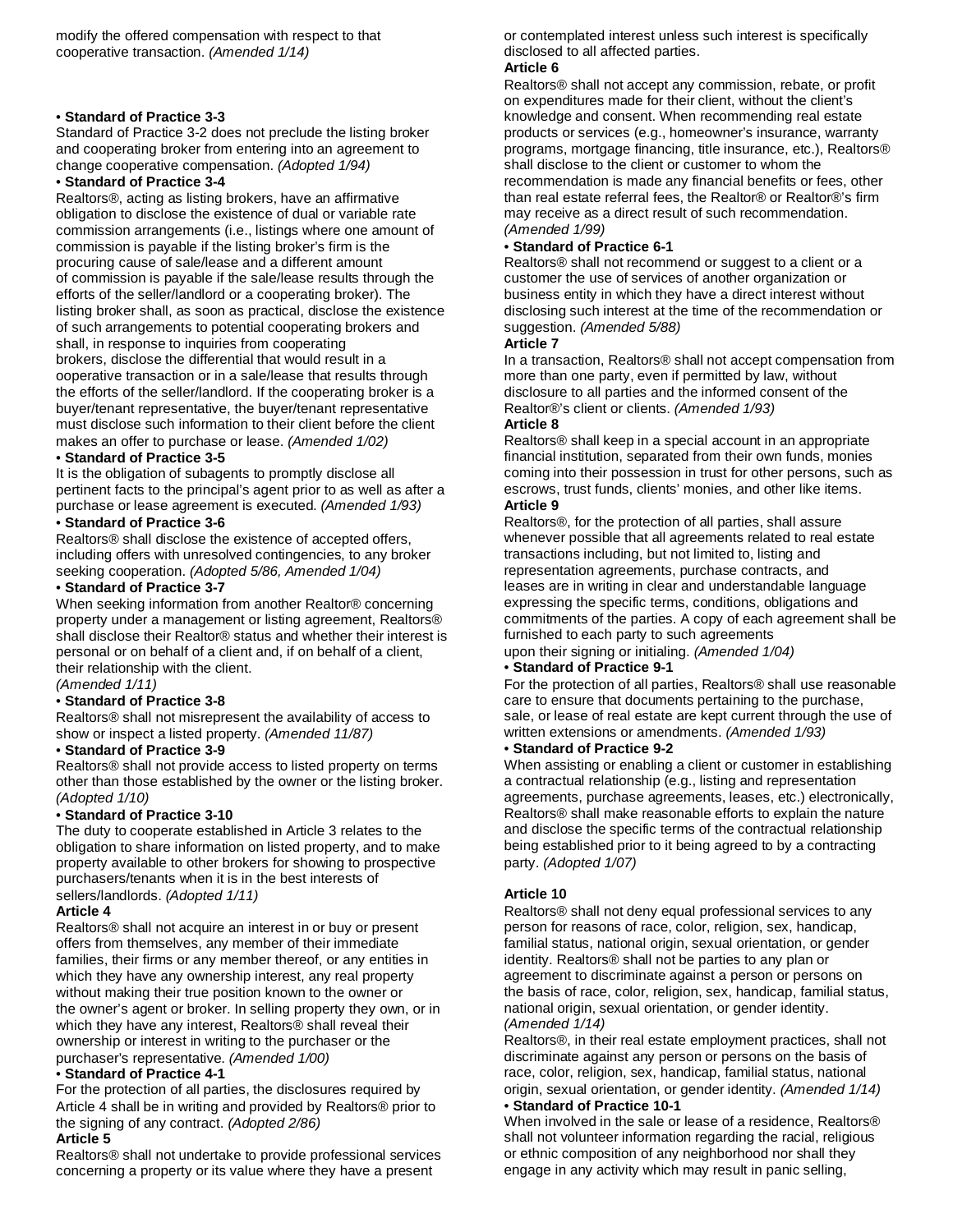modify the offered compensation with respect to that cooperative transaction. *(Amended 1/14)*

• **Standard of Practice 3-3**

Standard of Practice 3-2 does not preclude the listing broker and cooperating broker from entering into an agreement to change cooperative compensation. *(Adopted 1/94)*

• **Standard of Practice 3-4**

Realtors®, acting as listing brokers, have an affirmative obligation to disclose the existence of dual or variable rate commission arrangements (i.e., listings where one amount of commission is payable if the listing broker's firm is the procuring cause of sale/lease and a different amount of commission is payable if the sale/lease results through the efforts of the seller/landlord or a cooperating broker). The listing broker shall, as soon as practical, disclose the existence of such arrangements to potential cooperating brokers and shall, in response to inquiries from cooperating brokers, disclose the differential that would result in a ooperative transaction or in a sale/lease that results through the efforts of the seller/landlord. If the cooperating broker is a buyer/tenant representative, the buyer/tenant representative must disclose such information to their client before the client makes an offer to purchase or lease. *(Amended 1/02)*

• **Standard of Practice 3-5**

It is the obligation of subagents to promptly disclose all pertinent facts to the principal's agent prior to as well as after a purchase or lease agreement is executed. *(Amended 1/93)*

• **Standard of Practice 3-6**

Realtors® shall disclose the existence of accepted offers, including offers with unresolved contingencies, to any broker seeking cooperation. *(Adopted 5/86, Amended 1/04)*

• **Standard of Practice 3-7**

When seeking information from another Realtor® concerning property under a management or listing agreement, Realtors® shall disclose their Realtor® status and whether their interest is personal or on behalf of a client and, if on behalf of a client, their relationship with the client.
*(Amended 1/11)*

• **Standard of Practice 3-8**

Realtors® shall not misrepresent the availability of access to show or inspect a listed property. *(Amended 11/87)*

• **Standard of Practice 3-9**

Realtors® shall not provide access to listed property on terms other than those established by the owner or the listing broker. *(Adopted 1/10)*

• **Standard of Practice 3-10**

The duty to cooperate established in Article 3 relates to the obligation to share information on listed property, and to make property available to other brokers for showing to prospective purchasers/tenants when it is in the best interests of sellers/landlords. *(Adopted 1/11)*

**Article 4**

Realtors® shall not acquire an interest in or buy or present offers from themselves, any member of their immediate families, their firms or any member thereof, or any entities in which they have any ownership interest, any real property without making their true position known to the owner or the owner's agent or broker. In selling property they own, or in which they have any interest, Realtors® shall reveal their ownership or interest in writing to the purchaser or the purchaser's representative. *(Amended 1/00)*

• **Standard of Practice 4-1**

For the protection of all parties, the disclosures required by Article 4 shall be in writing and provided by Realtors® prior to the signing of any contract. *(Adopted 2/86)*

**Article 5**

Realtors® shall not undertake to provide professional services concerning a property or its value where they have a present or contemplated interest unless such interest is specifically disclosed to all affected parties.

**Article 6**

Realtors® shall not accept any commission, rebate, or profit on expenditures made for their client, without the client's knowledge and consent. When recommending real estate products or services (e.g., homeowner's insurance, warranty programs, mortgage financing, title insurance, etc.), Realtors® shall disclose to the client or customer to whom the recommendation is made any financial benefits or fees, other than real estate referral fees, the Realtor® or Realtor®'s firm may receive as a direct result of such recommendation. *(Amended 1/99)*

• **Standard of Practice 6-1**

Realtors® shall not recommend or suggest to a client or a customer the use of services of another organization or business entity in which they have a direct interest without disclosing such interest at the time of the recommendation or suggestion. *(Amended 5/88)*

**Article 7**

In a transaction, Realtors® shall not accept compensation from more than one party, even if permitted by law, without disclosure to all parties and the informed consent of the Realtor®'s client or clients. *(Amended 1/93)*

**Article 8**

Realtors® shall keep in a special account in an appropriate financial institution, separated from their own funds, monies coming into their possession in trust for other persons, such as escrows, trust funds, clients' monies, and other like items.

**Article 9**

Realtors®, for the protection of all parties, shall assure whenever possible that all agreements related to real estate transactions including, but not limited to, listing and representation agreements, purchase contracts, and leases are in writing in clear and understandable language expressing the specific terms, conditions, obligations and commitments of the parties. A copy of each agreement shall be furnished to each party to such agreements upon their signing or initialing. *(Amended 1/04)*

• **Standard of Practice 9-1**

For the protection of all parties, Realtors® shall use reasonable care to ensure that documents pertaining to the purchase, sale, or lease of real estate are kept current through the use of written extensions or amendments. *(Amended 1/93)*

• **Standard of Practice 9-2**

When assisting or enabling a client or customer in establishing a contractual relationship (e.g., listing and representation agreements, purchase agreements, leases, etc.) electronically, Realtors® shall make reasonable efforts to explain the nature and disclose the specific terms of the contractual relationship being established prior to it being agreed to by a contracting party. *(Adopted 1/07)*

**Article 10**

Realtors® shall not deny equal professional services to any person for reasons of race, color, religion, sex, handicap, familial status, national origin, sexual orientation, or gender identity. Realtors® shall not be parties to any plan or agreement to discriminate against a person or persons on the basis of race, color, religion, sex, handicap, familial status, national origin, sexual orientation, or gender identity. *(Amended 1/14)*

Realtors®, in their real estate employment practices, shall not discriminate against any person or persons on the basis of race, color, religion, sex, handicap, familial status, national origin, sexual orientation, or gender identity. *(Amended 1/14)*

• **Standard of Practice 10-1**

When involved in the sale or lease of a residence, Realtors® shall not volunteer information regarding the racial, religious or ethnic composition of any neighborhood nor shall they engage in any activity which may result in panic selling,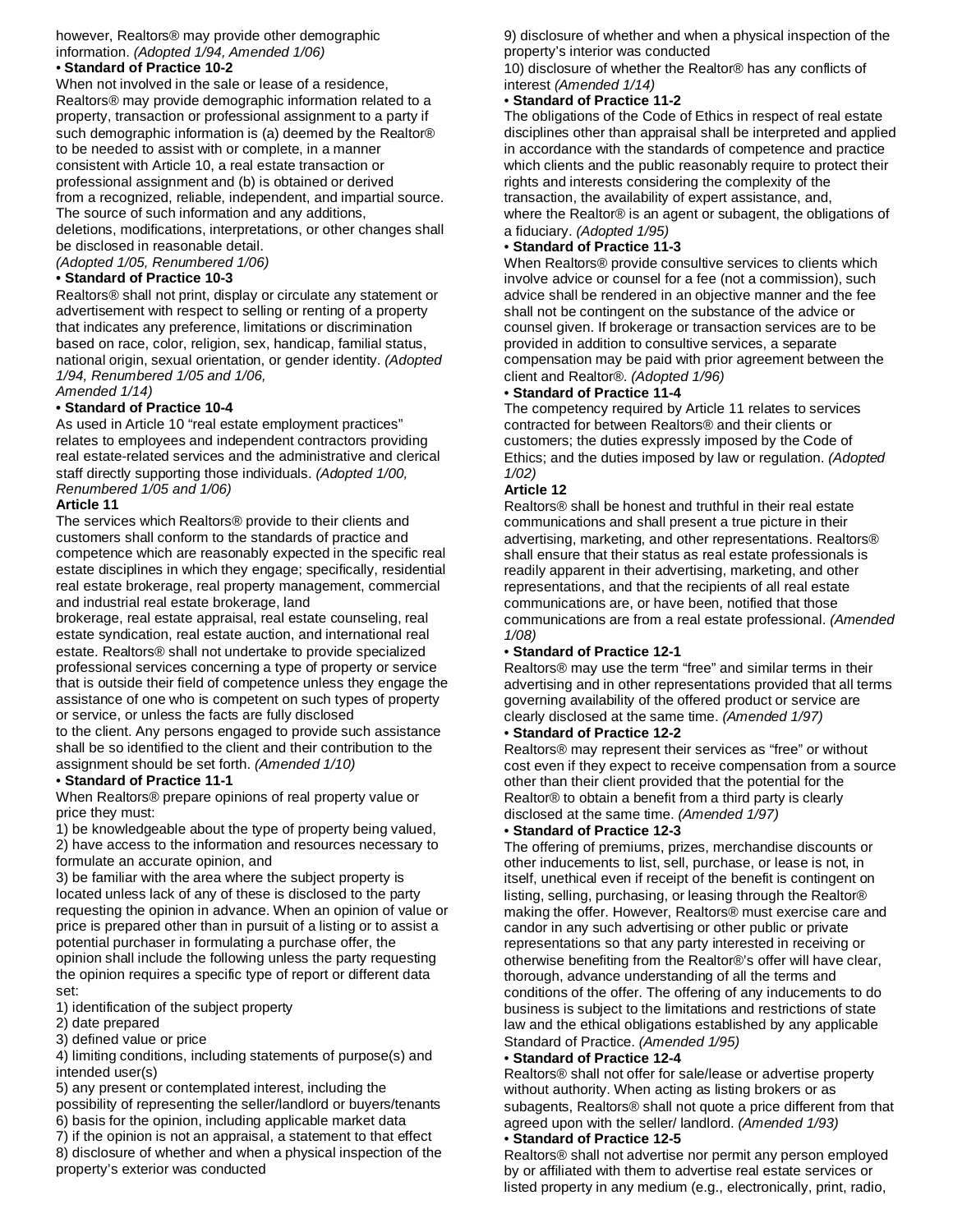however, Realtors® may provide other demographic information. *(Adopted 1/94, Amended 1/06)*

• **Standard of Practice 10-2**

When not involved in the sale or lease of a residence, Realtors® may provide demographic information related to a property, transaction or professional assignment to a party if such demographic information is (a) deemed by the Realtor® to be needed to assist with or complete, in a manner consistent with Article 10, a real estate transaction or professional assignment and (b) is obtained or derived from a recognized, reliable, independent, and impartial source. The source of such information and any additions, deletions, modifications, interpretations, or other changes shall be disclosed in reasonable detail. *(Adopted 1/05, Renumbered 1/06)*

• **Standard of Practice 10-3**

Realtors® shall not print, display or circulate any statement or advertisement with respect to selling or renting of a property that indicates any preference, limitations or discrimination based on race, color, religion, sex, handicap, familial status, national origin, sexual orientation, or gender identity. *(Adopted 1/94, Renumbered 1/05 and 1/06, Amended 1/14)*

• **Standard of Practice 10-4**

As used in Article 10 "real estate employment practices" relates to employees and independent contractors providing real estate-related services and the administrative and clerical staff directly supporting those individuals. *(Adopted 1/00, Renumbered 1/05 and 1/06)*

**Article 11**

The services which Realtors® provide to their clients and customers shall conform to the standards of practice and competence which are reasonably expected in the specific real estate disciplines in which they engage; specifically, residential real estate brokerage, real property management, commercial and industrial real estate brokerage, land brokerage, real estate appraisal, real estate counseling, real estate syndication, real estate auction, and international real estate. Realtors® shall not undertake to provide specialized professional services concerning a type of property or service that is outside their field of competence unless they engage the assistance of one who is competent on such types of property or service, or unless the facts are fully disclosed to the client. Any persons engaged to provide such assistance shall be so identified to the client and their contribution to the assignment should be set forth. *(Amended 1/10)*

• **Standard of Practice 11-1**

When Realtors® prepare opinions of real property value or price they must:

1) be knowledgeable about the type of property being valued,
2) have access to the information and resources necessary to formulate an accurate opinion, and
3) be familiar with the area where the subject property is located unless lack of any of these is disclosed to the party requesting the opinion in advance. When an opinion of value or price is prepared other than in pursuit of a listing or to assist a potential purchaser in formulating a purchase offer, the opinion shall include the following unless the party requesting the opinion requires a specific type of report or different data set:

1) identification of the subject property
2) date prepared
3) defined value or price
4) limiting conditions, including statements of purpose(s) and intended user(s)
5) any present or contemplated interest, including the possibility of representing the seller/landlord or buyers/tenants
6) basis for the opinion, including applicable market data
7) if the opinion is not an appraisal, a statement to that effect
8) disclosure of whether and when a physical inspection of the property's exterior was conducted
9) disclosure of whether and when a physical inspection of the property's interior was conducted
10) disclosure of whether the Realtor® has any conflicts of interest *(Amended 1/14)*

• **Standard of Practice 11-2**

The obligations of the Code of Ethics in respect of real estate disciplines other than appraisal shall be interpreted and applied in accordance with the standards of competence and practice which clients and the public reasonably require to protect their rights and interests considering the complexity of the transaction, the availability of expert assistance, and, where the Realtor® is an agent or subagent, the obligations of a fiduciary. *(Adopted 1/95)*

• **Standard of Practice 11-3**

When Realtors® provide consultive services to clients which involve advice or counsel for a fee (not a commission), such advice shall be rendered in an objective manner and the fee shall not be contingent on the substance of the advice or counsel given. If brokerage or transaction services are to be provided in addition to consultive services, a separate compensation may be paid with prior agreement between the client and Realtor®. *(Adopted 1/96)*

• **Standard of Practice 11-4**

The competency required by Article 11 relates to services contracted for between Realtors® and their clients or customers; the duties expressly imposed by the Code of Ethics; and the duties imposed by law or regulation. *(Adopted 1/02)*

**Article 12**

Realtors® shall be honest and truthful in their real estate communications and shall present a true picture in their advertising, marketing, and other representations. Realtors® shall ensure that their status as real estate professionals is readily apparent in their advertising, marketing, and other representations, and that the recipients of all real estate communications are, or have been, notified that those communications are from a real estate professional. *(Amended 1/08)*

• **Standard of Practice 12-1**

Realtors® may use the term "free" and similar terms in their advertising and in other representations provided that all terms governing availability of the offered product or service are clearly disclosed at the same time. *(Amended 1/97)*

• **Standard of Practice 12-2**

Realtors® may represent their services as "free" or without cost even if they expect to receive compensation from a source other than their client provided that the potential for the Realtor® to obtain a benefit from a third party is clearly disclosed at the same time. *(Amended 1/97)*

• **Standard of Practice 12-3**

The offering of premiums, prizes, merchandise discounts or other inducements to list, sell, purchase, or lease is not, in itself, unethical even if receipt of the benefit is contingent on listing, selling, purchasing, or leasing through the Realtor® making the offer. However, Realtors® must exercise care and candor in any such advertising or other public or private representations so that any party interested in receiving or otherwise benefiting from the Realtor®'s offer will have clear, thorough, advance understanding of all the terms and conditions of the offer. The offering of any inducements to do business is subject to the limitations and restrictions of state law and the ethical obligations established by any applicable Standard of Practice. *(Amended 1/95)*

• **Standard of Practice 12-4**

Realtors® shall not offer for sale/lease or advertise property without authority. When acting as listing brokers or as subagents, Realtors® shall not quote a price different from that agreed upon with the seller/ landlord. *(Amended 1/93)*

• **Standard of Practice 12-5**

Realtors® shall not advertise nor permit any person employed by or affiliated with them to advertise real estate services or listed property in any medium (e.g., electronically, print, radio,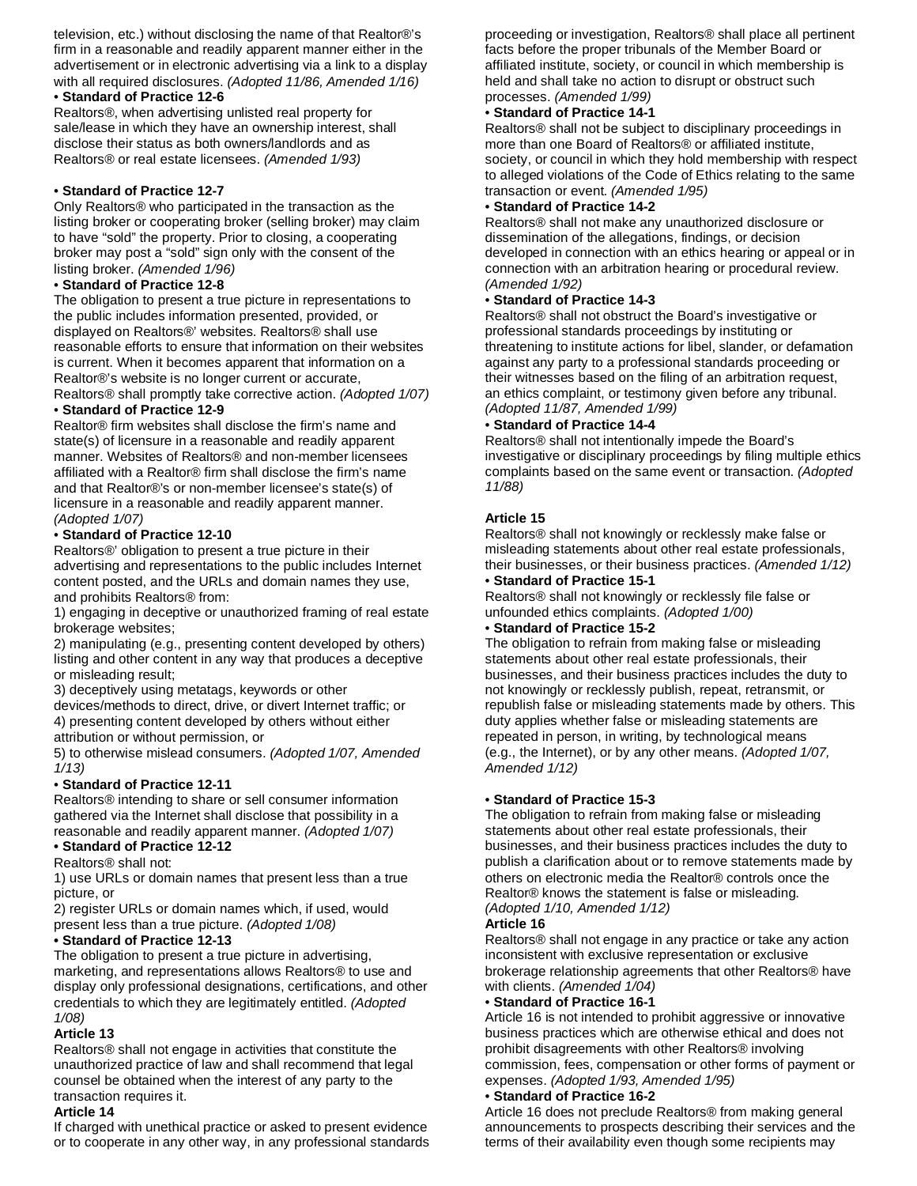television, etc.) without disclosing the name of that Realtor®'s firm in a reasonable and readily apparent manner either in the advertisement or in electronic advertising via a link to a display with all required disclosures. *(Adopted 11/86, Amended 1/16)*

• **Standard of Practice 12-6**

Realtors®, when advertising unlisted real property for sale/lease in which they have an ownership interest, shall disclose their status as both owners/landlords and as Realtors® or real estate licensees. *(Amended 1/93)*

• **Standard of Practice 12-7**

Only Realtors® who participated in the transaction as the listing broker or cooperating broker (selling broker) may claim to have "sold" the property. Prior to closing, a cooperating broker may post a "sold" sign only with the consent of the listing broker. *(Amended 1/96)*

• **Standard of Practice 12-8**

The obligation to present a true picture in representations to the public includes information presented, provided, or displayed on Realtors®' websites. Realtors® shall use reasonable efforts to ensure that information on their websites is current. When it becomes apparent that information on a Realtor®'s website is no longer current or accurate, Realtors® shall promptly take corrective action. *(Adopted 1/07)*

• **Standard of Practice 12-9**

Realtor® firm websites shall disclose the firm's name and state(s) of licensure in a reasonable and readily apparent manner. Websites of Realtors® and non-member licensees affiliated with a Realtor® firm shall disclose the firm's name and that Realtor®'s or non-member licensee's state(s) of licensure in a reasonable and readily apparent manner. *(Adopted 1/07)*

• **Standard of Practice 12-10**

Realtors®' obligation to present a true picture in their advertising and representations to the public includes Internet content posted, and the URLs and domain names they use, and prohibits Realtors® from:

1) engaging in deceptive or unauthorized framing of real estate brokerage websites;

2) manipulating (e.g., presenting content developed by others) listing and other content in any way that produces a deceptive or misleading result;

3) deceptively using metatags, keywords or other devices/methods to direct, drive, or divert Internet traffic; or

4) presenting content developed by others without either attribution or without permission, or

5) to otherwise mislead consumers. *(Adopted 1/07, Amended 1/13)*

• **Standard of Practice 12-11**

Realtors® intending to share or sell consumer information gathered via the Internet shall disclose that possibility in a reasonable and readily apparent manner. *(Adopted 1/07)*

• **Standard of Practice 12-12**

Realtors® shall not:

1) use URLs or domain names that present less than a true picture, or

2) register URLs or domain names which, if used, would present less than a true picture. *(Adopted 1/08)*

• **Standard of Practice 12-13**

The obligation to present a true picture in advertising, marketing, and representations allows Realtors® to use and display only professional designations, certifications, and other credentials to which they are legitimately entitled. *(Adopted 1/08)*

**Article 13**

Realtors® shall not engage in activities that constitute the unauthorized practice of law and shall recommend that legal counsel be obtained when the interest of any party to the transaction requires it.

**Article 14**

If charged with unethical practice or asked to present evidence or to cooperate in any other way, in any professional standards proceeding or investigation, Realtors® shall place all pertinent facts before the proper tribunals of the Member Board or affiliated institute, society, or council in which membership is held and shall take no action to disrupt or obstruct such processes. *(Amended 1/99)*

• **Standard of Practice 14-1**

Realtors® shall not be subject to disciplinary proceedings in more than one Board of Realtors® or affiliated institute, society, or council in which they hold membership with respect to alleged violations of the Code of Ethics relating to the same transaction or event. *(Amended 1/95)*

• **Standard of Practice 14-2**

Realtors® shall not make any unauthorized disclosure or dissemination of the allegations, findings, or decision developed in connection with an ethics hearing or appeal or in connection with an arbitration hearing or procedural review. *(Amended 1/92)*

• **Standard of Practice 14-3**

Realtors® shall not obstruct the Board's investigative or professional standards proceedings by instituting or threatening to institute actions for libel, slander, or defamation against any party to a professional standards proceeding or their witnesses based on the filing of an arbitration request, an ethics complaint, or testimony given before any tribunal. *(Adopted 11/87, Amended 1/99)*

• **Standard of Practice 14-4**

Realtors® shall not intentionally impede the Board's investigative or disciplinary proceedings by filing multiple ethics complaints based on the same event or transaction. *(Adopted 11/88)*

**Article 15**

Realtors® shall not knowingly or recklessly make false or misleading statements about other real estate professionals, their businesses, or their business practices. *(Amended 1/12)*

• **Standard of Practice 15-1**

Realtors® shall not knowingly or recklessly file false or unfounded ethics complaints. *(Adopted 1/00)*

• **Standard of Practice 15-2**

The obligation to refrain from making false or misleading statements about other real estate professionals, their businesses, and their business practices includes the duty to not knowingly or recklessly publish, repeat, retransmit, or republish false or misleading statements made by others. This duty applies whether false or misleading statements are repeated in person, in writing, by technological means (e.g., the Internet), or by any other means. *(Adopted 1/07, Amended 1/12)*

• **Standard of Practice 15-3**

The obligation to refrain from making false or misleading statements about other real estate professionals, their businesses, and their business practices includes the duty to publish a clarification about or to remove statements made by others on electronic media the Realtor® controls once the Realtor® knows the statement is false or misleading. *(Adopted 1/10, Amended 1/12)*

**Article 16**

Realtors® shall not engage in any practice or take any action inconsistent with exclusive representation or exclusive brokerage relationship agreements that other Realtors® have with clients. *(Amended 1/04)*

• **Standard of Practice 16-1**

Article 16 is not intended to prohibit aggressive or innovative business practices which are otherwise ethical and does not prohibit disagreements with other Realtors® involving commission, fees, compensation or other forms of payment or expenses. *(Adopted 1/93, Amended 1/95)*

• **Standard of Practice 16-2**

Article 16 does not preclude Realtors® from making general announcements to prospects describing their services and the terms of their availability even though some recipients may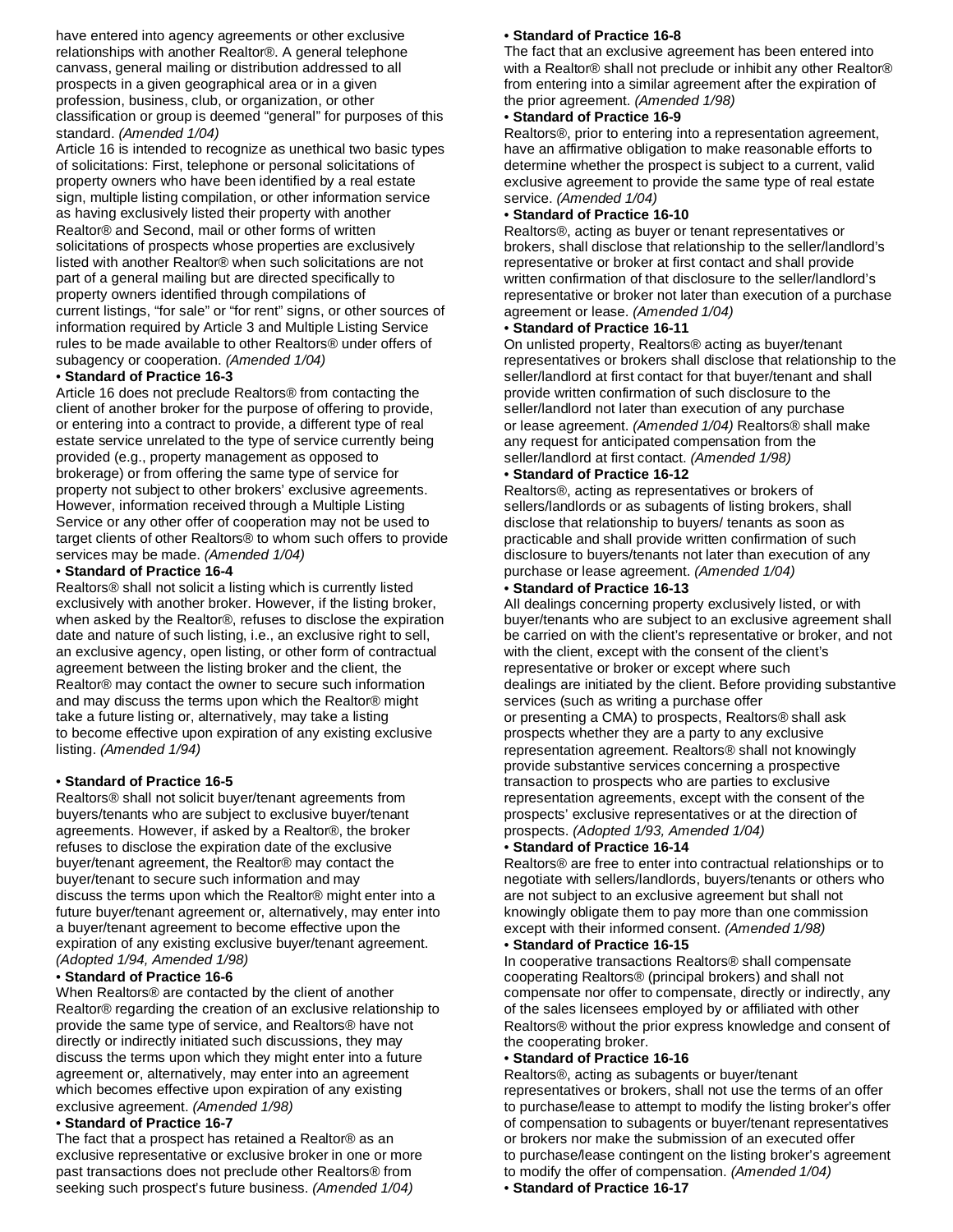have entered into agency agreements or other exclusive relationships with another Realtor®. A general telephone canvass, general mailing or distribution addressed to all prospects in a given geographical area or in a given profession, business, club, or organization, or other classification or group is deemed "general" for purposes of this standard. *(Amended 1/04)*

Article 16 is intended to recognize as unethical two basic types of solicitations: First, telephone or personal solicitations of property owners who have been identified by a real estate sign, multiple listing compilation, or other information service as having exclusively listed their property with another Realtor® and Second, mail or other forms of written solicitations of prospects whose properties are exclusively listed with another Realtor® when such solicitations are not part of a general mailing but are directed specifically to property owners identified through compilations of current listings, "for sale" or "for rent" signs, or other sources of information required by Article 3 and Multiple Listing Service rules to be made available to other Realtors® under offers of subagency or cooperation. *(Amended 1/04)*

• **Standard of Practice 16-3**

Article 16 does not preclude Realtors® from contacting the client of another broker for the purpose of offering to provide, or entering into a contract to provide, a different type of real estate service unrelated to the type of service currently being provided (e.g., property management as opposed to brokerage) or from offering the same type of service for property not subject to other brokers' exclusive agreements. However, information received through a Multiple Listing Service or any other offer of cooperation may not be used to target clients of other Realtors® to whom such offers to provide services may be made. *(Amended 1/04)*

• **Standard of Practice 16-4**

Realtors® shall not solicit a listing which is currently listed exclusively with another broker. However, if the listing broker, when asked by the Realtor®, refuses to disclose the expiration date and nature of such listing, i.e., an exclusive right to sell, an exclusive agency, open listing, or other form of contractual agreement between the listing broker and the client, the Realtor® may contact the owner to secure such information and may discuss the terms upon which the Realtor® might take a future listing or, alternatively, may take a listing to become effective upon expiration of any existing exclusive listing. *(Amended 1/94)*

• **Standard of Practice 16-5**

Realtors® shall not solicit buyer/tenant agreements from buyers/tenants who are subject to exclusive buyer/tenant agreements. However, if asked by a Realtor®, the broker refuses to disclose the expiration date of the exclusive buyer/tenant agreement, the Realtor® may contact the buyer/tenant to secure such information and may discuss the terms upon which the Realtor® might enter into a future buyer/tenant agreement or, alternatively, may enter into a buyer/tenant agreement to become effective upon the expiration of any existing exclusive buyer/tenant agreement. *(Adopted 1/94, Amended 1/98)*

• **Standard of Practice 16-6**

When Realtors® are contacted by the client of another Realtor® regarding the creation of an exclusive relationship to provide the same type of service, and Realtors® have not directly or indirectly initiated such discussions, they may discuss the terms upon which they might enter into a future agreement or, alternatively, may enter into an agreement which becomes effective upon expiration of any existing exclusive agreement. *(Amended 1/98)*

• **Standard of Practice 16-7**

The fact that a prospect has retained a Realtor® as an exclusive representative or exclusive broker in one or more past transactions does not preclude other Realtors® from seeking such prospect's future business. *(Amended 1/04)*

• **Standard of Practice 16-8**

The fact that an exclusive agreement has been entered into with a Realtor® shall not preclude or inhibit any other Realtor® from entering into a similar agreement after the expiration of the prior agreement. *(Amended 1/98)*

• **Standard of Practice 16-9**

Realtors®, prior to entering into a representation agreement, have an affirmative obligation to make reasonable efforts to determine whether the prospect is subject to a current, valid exclusive agreement to provide the same type of real estate service. *(Amended 1/04)*

• **Standard of Practice 16-10**

Realtors®, acting as buyer or tenant representatives or brokers, shall disclose that relationship to the seller/landlord's representative or broker at first contact and shall provide written confirmation of that disclosure to the seller/landlord's representative or broker not later than execution of a purchase agreement or lease. *(Amended 1/04)*

• **Standard of Practice 16-11**

On unlisted property, Realtors® acting as buyer/tenant representatives or brokers shall disclose that relationship to the seller/landlord at first contact for that buyer/tenant and shall provide written confirmation of such disclosure to the seller/landlord not later than execution of any purchase or lease agreement. *(Amended 1/04)* Realtors® shall make any request for anticipated compensation from the seller/landlord at first contact. *(Amended 1/98)*

• **Standard of Practice 16-12**

Realtors®, acting as representatives or brokers of sellers/landlords or as subagents of listing brokers, shall disclose that relationship to buyers/ tenants as soon as practicable and shall provide written confirmation of such disclosure to buyers/tenants not later than execution of any purchase or lease agreement. *(Amended 1/04)*

• **Standard of Practice 16-13**

All dealings concerning property exclusively listed, or with buyer/tenants who are subject to an exclusive agreement shall be carried on with the client's representative or broker, and not with the client, except with the consent of the client's representative or broker or except where such dealings are initiated by the client. Before providing substantive services (such as writing a purchase offer or presenting a CMA) to prospects, Realtors® shall ask prospects whether they are a party to any exclusive representation agreement. Realtors® shall not knowingly provide substantive services concerning a prospective transaction to prospects who are parties to exclusive representation agreements, except with the consent of the prospects' exclusive representatives or at the direction of prospects. *(Adopted 1/93, Amended 1/04)*

• **Standard of Practice 16-14**

Realtors® are free to enter into contractual relationships or to negotiate with sellers/landlords, buyers/tenants or others who are not subject to an exclusive agreement but shall not knowingly obligate them to pay more than one commission except with their informed consent. *(Amended 1/98)*

• **Standard of Practice 16-15**

In cooperative transactions Realtors® shall compensate cooperating Realtors® (principal brokers) and shall not compensate nor offer to compensate, directly or indirectly, any of the sales licensees employed by or affiliated with other Realtors® without the prior express knowledge and consent of the cooperating broker.

• **Standard of Practice 16-16**

Realtors®, acting as subagents or buyer/tenant representatives or brokers, shall not use the terms of an offer to purchase/lease to attempt to modify the listing broker's offer of compensation to subagents or buyer/tenant representatives or brokers nor make the submission of an executed offer to purchase/lease contingent on the listing broker's agreement to modify the offer of compensation. *(Amended 1/04)*

• **Standard of Practice 16-17**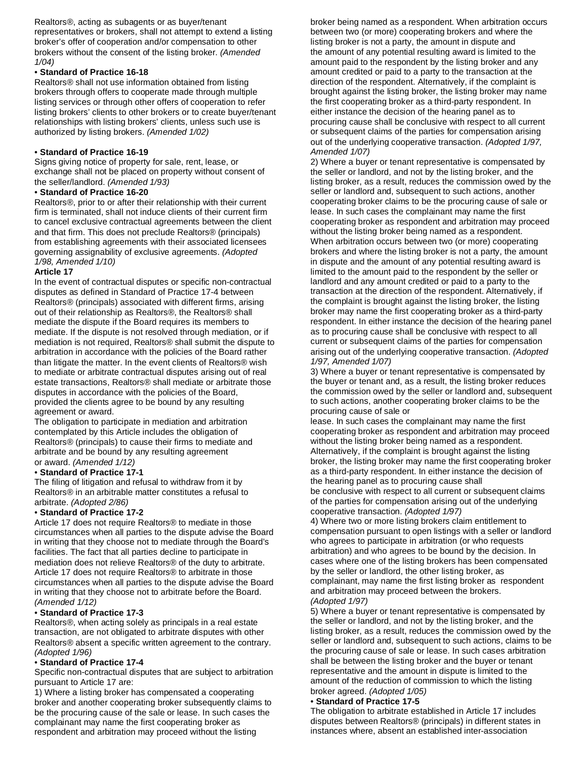Realtors®, acting as subagents or as buyer/tenant representatives or brokers, shall not attempt to extend a listing broker's offer of cooperation and/or compensation to other brokers without the consent of the listing broker. *(Amended 1/04)*

• **Standard of Practice 16-18**

Realtors® shall not use information obtained from listing brokers through offers to cooperate made through multiple listing services or through other offers of cooperation to refer listing brokers' clients to other brokers or to create buyer/tenant relationships with listing brokers' clients, unless such use is authorized by listing brokers. *(Amended 1/02)*

• **Standard of Practice 16-19**

Signs giving notice of property for sale, rent, lease, or exchange shall not be placed on property without consent of the seller/landlord. *(Amended 1/93)*

• **Standard of Practice 16-20**

Realtors®, prior to or after their relationship with their current firm is terminated, shall not induce clients of their current firm to cancel exclusive contractual agreements between the client and that firm. This does not preclude Realtors® (principals) from establishing agreements with their associated licensees governing assignability of exclusive agreements. *(Adopted 1/98, Amended 1/10)*

**Article 17**

In the event of contractual disputes or specific non-contractual disputes as defined in Standard of Practice 17-4 between Realtors® (principals) associated with different firms, arising out of their relationship as Realtors®, the Realtors® shall mediate the dispute if the Board requires its members to mediate. If the dispute is not resolved through mediation, or if mediation is not required, Realtors® shall submit the dispute to arbitration in accordance with the policies of the Board rather than litigate the matter. In the event clients of Realtors® wish to mediate or arbitrate contractual disputes arising out of real estate transactions, Realtors® shall mediate or arbitrate those disputes in accordance with the policies of the Board, provided the clients agree to be bound by any resulting agreement or award.

The obligation to participate in mediation and arbitration contemplated by this Article includes the obligation of Realtors® (principals) to cause their firms to mediate and arbitrate and be bound by any resulting agreement or award. *(Amended 1/12)*

• **Standard of Practice 17-1**

The filing of litigation and refusal to withdraw from it by Realtors® in an arbitrable matter constitutes a refusal to arbitrate. *(Adopted 2/86)*

• **Standard of Practice 17-2**

Article 17 does not require Realtors® to mediate in those circumstances when all parties to the dispute advise the Board in writing that they choose not to mediate through the Board's facilities. The fact that all parties decline to participate in mediation does not relieve Realtors® of the duty to arbitrate. Article 17 does not require Realtors® to arbitrate in those circumstances when all parties to the dispute advise the Board in writing that they choose not to arbitrate before the Board. *(Amended 1/12)*

• **Standard of Practice 17-3**

Realtors®, when acting solely as principals in a real estate transaction, are not obligated to arbitrate disputes with other Realtors® absent a specific written agreement to the contrary. *(Adopted 1/96)*

• **Standard of Practice 17-4**

Specific non-contractual disputes that are subject to arbitration pursuant to Article 17 are:

1) Where a listing broker has compensated a cooperating broker and another cooperating broker subsequently claims to be the procuring cause of the sale or lease. In such cases the complainant may name the first cooperating broker as respondent and arbitration may proceed without the listing broker being named as a respondent. When arbitration occurs between two (or more) cooperating brokers and where the listing broker is not a party, the amount in dispute and the amount of any potential resulting award is limited to the amount paid to the respondent by the listing broker and any amount credited or paid to a party to the transaction at the direction of the respondent. Alternatively, if the complaint is brought against the listing broker, the listing broker may name the first cooperating broker as a third-party respondent. In either instance the decision of the hearing panel as to procuring cause shall be conclusive with respect to all current or subsequent claims of the parties for compensation arising out of the underlying cooperative transaction. *(Adopted 1/97, Amended 1/07)*

2) Where a buyer or tenant representative is compensated by the seller or landlord, and not by the listing broker, and the listing broker, as a result, reduces the commission owed by the seller or landlord and, subsequent to such actions, another cooperating broker claims to be the procuring cause of sale or lease. In such cases the complainant may name the first cooperating broker as respondent and arbitration may proceed without the listing broker being named as a respondent. When arbitration occurs between two (or more) cooperating brokers and where the listing broker is not a party, the amount in dispute and the amount of any potential resulting award is limited to the amount paid to the respondent by the seller or landlord and any amount credited or paid to a party to the transaction at the direction of the respondent. Alternatively, if the complaint is brought against the listing broker, the listing broker may name the first cooperating broker as a third-party respondent. In either instance the decision of the hearing panel as to procuring cause shall be conclusive with respect to all current or subsequent claims of the parties for compensation arising out of the underlying cooperative transaction. *(Adopted 1/97, Amended 1/07)*

3) Where a buyer or tenant representative is compensated by the buyer or tenant and, as a result, the listing broker reduces the commission owed by the seller or landlord and, subsequent to such actions, another cooperating broker claims to be the procuring cause of sale or lease. In such cases the complainant may name the first cooperating broker as respondent and arbitration may proceed without the listing broker being named as a respondent. Alternatively, if the complaint is brought against the listing broker, the listing broker may name the first cooperating broker as a third-party respondent. In either instance the decision of the hearing panel as to procuring cause shall be conclusive with respect to all current or subsequent claims of the parties for compensation arising out of the underlying cooperative transaction. *(Adopted 1/97)*

4) Where two or more listing brokers claim entitlement to compensation pursuant to open listings with a seller or landlord who agrees to participate in arbitration (or who requests arbitration) and who agrees to be bound by the decision. In cases where one of the listing brokers has been compensated by the seller or landlord, the other listing broker, as complainant, may name the first listing broker as respondent and arbitration may proceed between the brokers. *(Adopted 1/97)*

5) Where a buyer or tenant representative is compensated by the seller or landlord, and not by the listing broker, and the listing broker, as a result, reduces the commission owed by the seller or landlord and, subsequent to such actions, claims to be the procuring cause of sale or lease. In such cases arbitration shall be between the listing broker and the buyer or tenant representative and the amount in dispute is limited to the amount of the reduction of commission to which the listing broker agreed. *(Adopted 1/05)*

• **Standard of Practice 17-5**

The obligation to arbitrate established in Article 17 includes disputes between Realtors® (principals) in different states in instances where, absent an established inter-association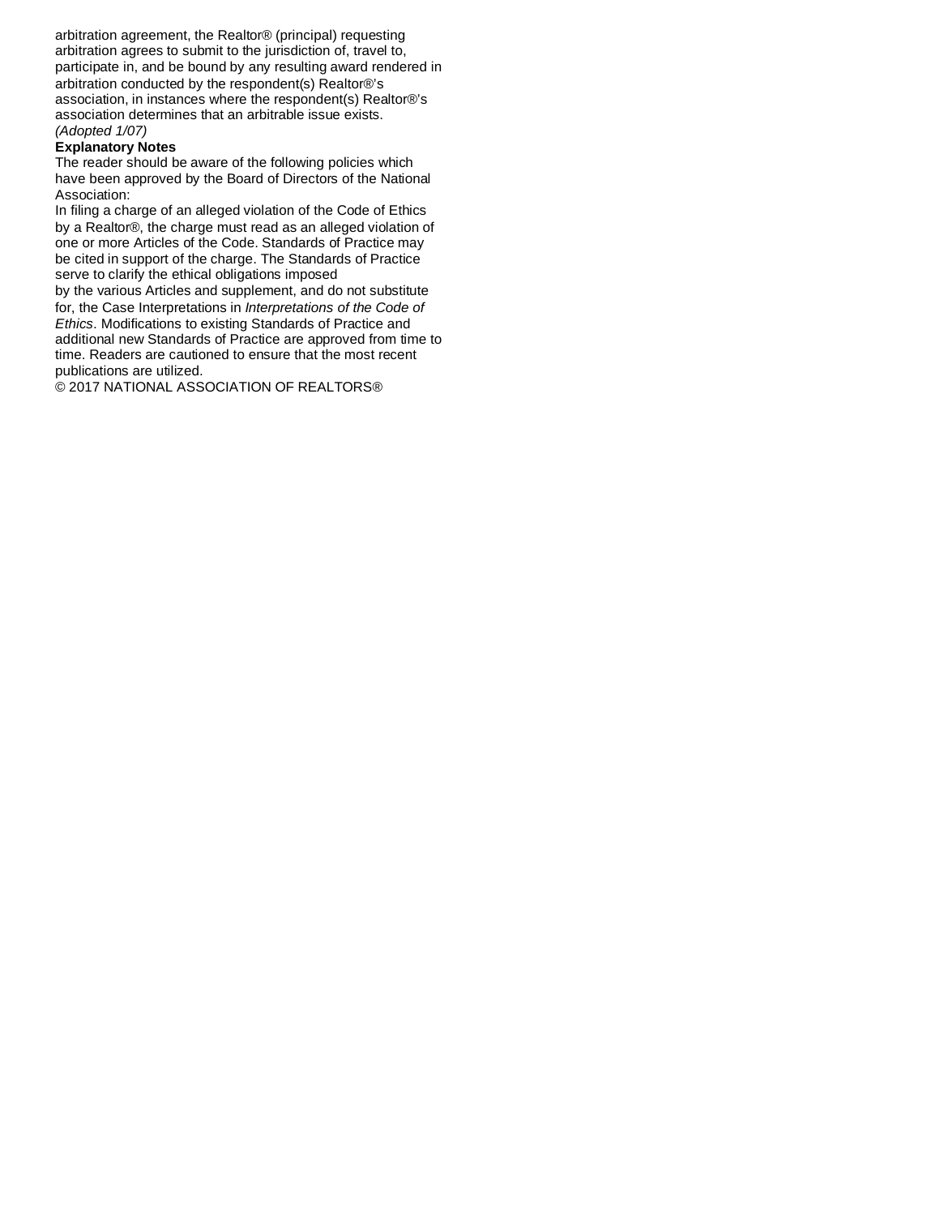arbitration agreement, the Realtor® (principal) requesting arbitration agrees to submit to the jurisdiction of, travel to, participate in, and be bound by any resulting award rendered in arbitration conducted by the respondent(s) Realtor®'s association, in instances where the respondent(s) Realtor®'s association determines that an arbitrable issue exists. *(Adopted 1/07)*

**Explanatory Notes**

The reader should be aware of the following policies which have been approved by the Board of Directors of the National Association:

In filing a charge of an alleged violation of the Code of Ethics by a Realtor®, the charge must read as an alleged violation of one or more Articles of the Code. Standards of Practice may be cited in support of the charge. The Standards of Practice serve to clarify the ethical obligations imposed by the various Articles and supplement, and do not substitute for, the Case Interpretations in *Interpretations of the Code of Ethics*. Modifications to existing Standards of Practice and additional new Standards of Practice are approved from time to time. Readers are cautioned to ensure that the most recent publications are utilized.

© 2017 NATIONAL ASSOCIATION OF REALTORS®